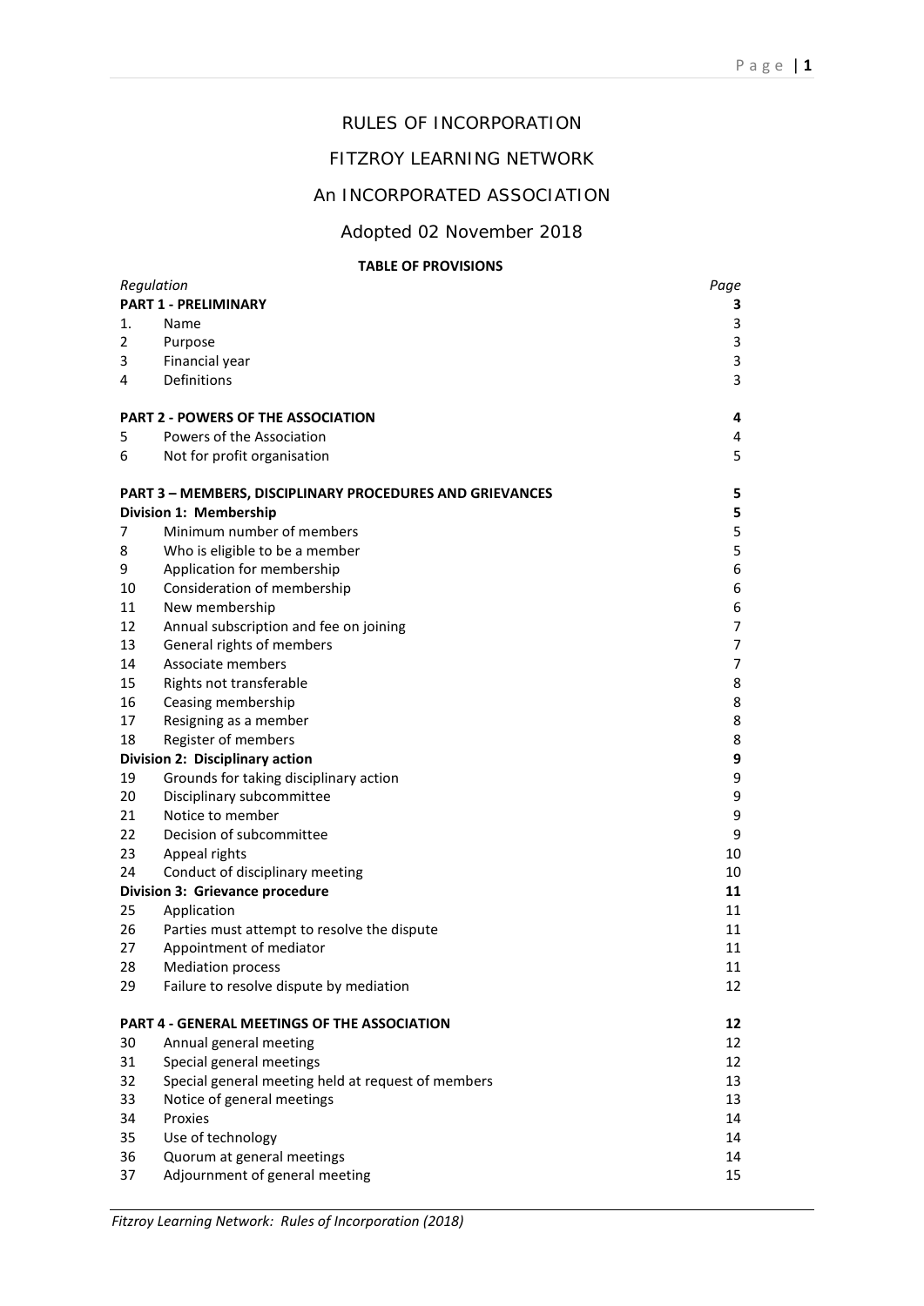# RULES OF INCORPORATION

## FITZROY LEARNING NETWORK

## An INCORPORATED ASSOCIATION

## Adopted 02 November 2018

**TABLE OF PROVISIONS**

| *Regulation* | | *Page* |
|---|---|---|
| **PART 1 - PRELIMINARY** | | **3** |
| 1. | Name | 3 |
| 2 | Purpose | 3 |
| 3 | Financial year | 3 |
| 4 | Definitions | 3 |
| **PART 2 - POWERS OF THE ASSOCIATION** | | **4** |
| 5 | Powers of the Association | 4 |
| 6 | Not for profit organisation | 5 |
| **PART 3 – MEMBERS, DISCIPLINARY PROCEDURES AND GRIEVANCES** | | **5** |
| **Division 1: Membership** | | **5** |
| 7 | Minimum number of members | 5 |
| 8 | Who is eligible to be a member | 5 |
| 9 | Application for membership | 6 |
| 10 | Consideration of membership | 6 |
| 11 | New membership | 6 |
| 12 | Annual subscription and fee on joining | 7 |
| 13 | General rights of members | 7 |
| 14 | Associate members | 7 |
| 15 | Rights not transferable | 8 |
| 16 | Ceasing membership | 8 |
| 17 | Resigning as a member | 8 |
| 18 | Register of members | 8 |
| **Division 2: Disciplinary action** | | **9** |
| 19 | Grounds for taking disciplinary action | 9 |
| 20 | Disciplinary subcommittee | 9 |
| 21 | Notice to member | 9 |
| 22 | Decision of subcommittee | 9 |
| 23 | Appeal rights | 10 |
| 24 | Conduct of disciplinary meeting | 10 |
| **Division 3: Grievance procedure** | | **11** |
| 25 | Application | 11 |
| 26 | Parties must attempt to resolve the dispute | 11 |
| 27 | Appointment of mediator | 11 |
| 28 | Mediation process | 11 |
| 29 | Failure to resolve dispute by mediation | 12 |
| **PART 4 - GENERAL MEETINGS OF THE ASSOCIATION** | | **12** |
| 30 | Annual general meeting | 12 |
| 31 | Special general meetings | 12 |
| 32 | Special general meeting held at request of members | 13 |
| 33 | Notice of general meetings | 13 |
| 34 | Proxies | 14 |
| 35 | Use of technology | 14 |
| 36 | Quorum at general meetings | 14 |
| 37 | Adjournment of general meeting | 15 |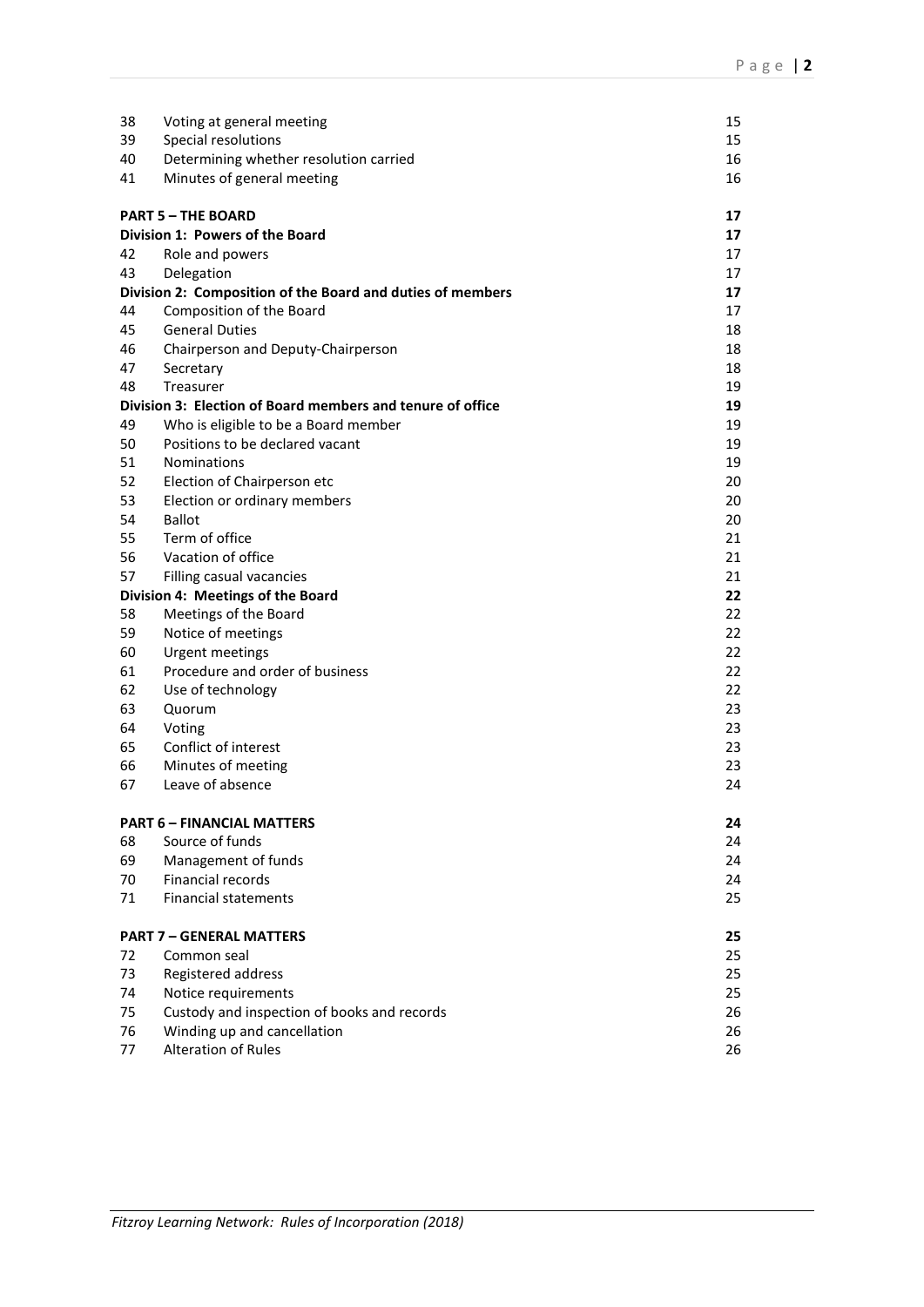| | | |
|---|---|---|
| 38 | Voting at general meeting | 15 |
| 39 | Special resolutions | 15 |
| 40 | Determining whether resolution carried | 16 |
| 41 | Minutes of general meeting | 16 |
| | **PART 5 – THE BOARD** | **17** |
| | **Division 1: Powers of the Board** | **17** |
| 42 | Role and powers | 17 |
| 43 | Delegation | 17 |
| | **Division 2: Composition of the Board and duties of members** | **17** |
| 44 | Composition of the Board | 17 |
| 45 | General Duties | 18 |
| 46 | Chairperson and Deputy-Chairperson | 18 |
| 47 | Secretary | 18 |
| 48 | Treasurer | 19 |
| | **Division 3: Election of Board members and tenure of office** | **19** |
| 49 | Who is eligible to be a Board member | 19 |
| 50 | Positions to be declared vacant | 19 |
| 51 | Nominations | 19 |
| 52 | Election of Chairperson etc | 20 |
| 53 | Election or ordinary members | 20 |
| 54 | Ballot | 20 |
| 55 | Term of office | 21 |
| 56 | Vacation of office | 21 |
| 57 | Filling casual vacancies | 21 |
| | **Division 4: Meetings of the Board** | **22** |
| 58 | Meetings of the Board | 22 |
| 59 | Notice of meetings | 22 |
| 60 | Urgent meetings | 22 |
| 61 | Procedure and order of business | 22 |
| 62 | Use of technology | 22 |
| 63 | Quorum | 23 |
| 64 | Voting | 23 |
| 65 | Conflict of interest | 23 |
| 66 | Minutes of meeting | 23 |
| 67 | Leave of absence | 24 |
| | **PART 6 – FINANCIAL MATTERS** | **24** |
| 68 | Source of funds | 24 |
| 69 | Management of funds | 24 |
| 70 | Financial records | 24 |
| 71 | Financial statements | 25 |
| | **PART 7 – GENERAL MATTERS** | **25** |
| 72 | Common seal | 25 |
| 73 | Registered address | 25 |
| 74 | Notice requirements | 25 |
| 75 | Custody and inspection of books and records | 26 |
| 76 | Winding up and cancellation | 26 |
| 77 | Alteration of Rules | 26 |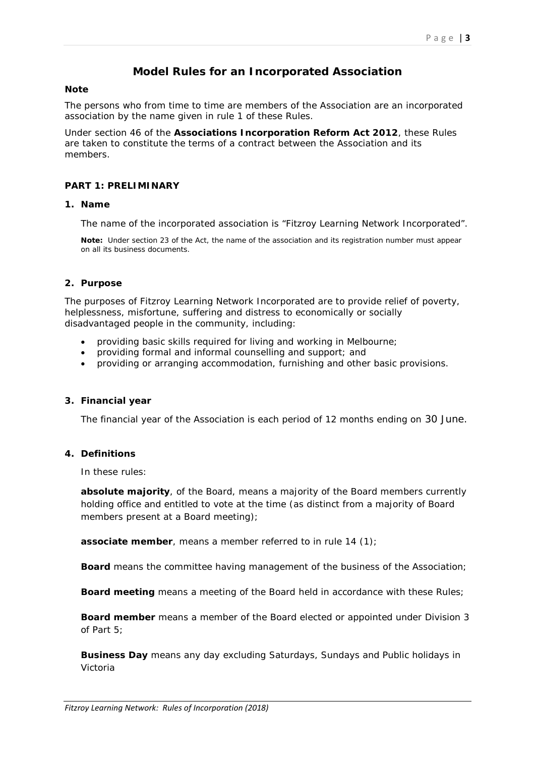# Model Rules for an Incorporated Association

**Note**

The persons who from time to time are members of the Association are an incorporated association by the name given in rule 1 of these Rules.

Under section 46 of the **Associations Incorporation Reform Act 2012**, these Rules are taken to constitute the terms of a contract between the Association and its members.

## PART 1: PRELIMINARY

### 1. Name

The name of the incorporated association is "Fitzroy Learning Network Incorporated".

**Note:** Under section 23 of the Act, the name of the association and its registration number must appear on all its business documents.

### 2. Purpose

The purposes of Fitzroy Learning Network Incorporated are to provide relief of poverty, helplessness, misfortune, suffering and distress to economically or socially disadvantaged people in the community, including:

- providing basic skills required for living and working in Melbourne;
- providing formal and informal counselling and support; and
- providing or arranging accommodation, furnishing and other basic provisions.

### 3. Financial year

The financial year of the Association is each period of 12 months ending on 30 June.

### 4. Definitions

In these rules:

**absolute majority**, of the Board, means a majority of the Board members currently holding office and entitled to vote at the time (as distinct from a majority of Board members present at a Board meeting);

**associate member**, means a member referred to in rule 14 (1);

**Board** means the committee having management of the business of the Association;

**Board meeting** means a meeting of the Board held in accordance with these Rules;

**Board member** means a member of the Board elected or appointed under Division 3 of Part 5;

**Business Day** means any day excluding Saturdays, Sundays and Public holidays in Victoria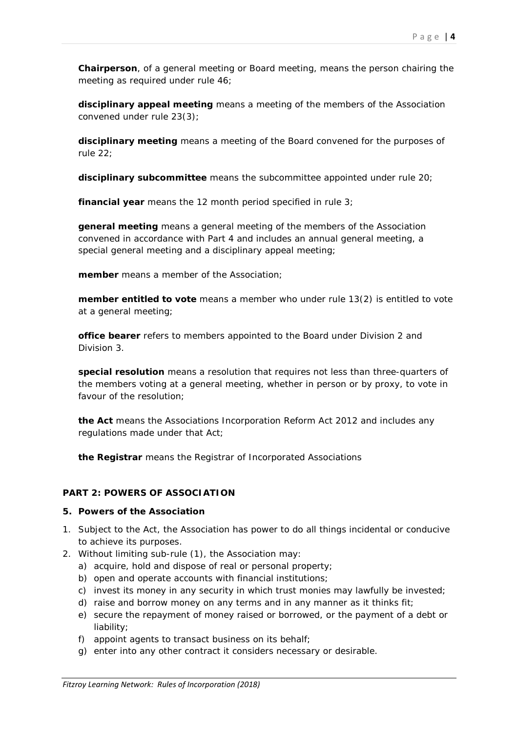**Chairperson**, of a general meeting or Board meeting, means the person chairing the meeting as required under rule 46;

**disciplinary appeal meeting** means a meeting of the members of the Association convened under rule 23(3);

**disciplinary meeting** means a meeting of the Board convened for the purposes of rule 22;

**disciplinary subcommittee** means the subcommittee appointed under rule 20;

**financial year** means the 12 month period specified in rule 3;

**general meeting** means a general meeting of the members of the Association convened in accordance with Part 4 and includes an annual general meeting, a special general meeting and a disciplinary appeal meeting;

**member** means a member of the Association;

**member entitled to vote** means a member who under rule 13(2) is entitled to vote at a general meeting;

**office bearer** refers to members appointed to the Board under Division 2 and Division 3.

**special resolution** means a resolution that requires not less than three-quarters of the members voting at a general meeting, whether in person or by proxy, to vote in favour of the resolution;

**the Act** means the Associations Incorporation Reform Act 2012 and includes any regulations made under that Act;

**the Registrar** means the Registrar of Incorporated Associations

## PART 2: POWERS OF ASSOCIATION

### 5. Powers of the Association

1. Subject to the Act, the Association has power to do all things incidental or conducive to achieve its purposes.
2. Without limiting sub-rule (1), the Association may:
   a) acquire, hold and dispose of real or personal property;
   b) open and operate accounts with financial institutions;
   c) invest its money in any security in which trust monies may lawfully be invested;
   d) raise and borrow money on any terms and in any manner as it thinks fit;
   e) secure the repayment of money raised or borrowed, or the payment of a debt or liability;
   f) appoint agents to transact business on its behalf;
   g) enter into any other contract it considers necessary or desirable.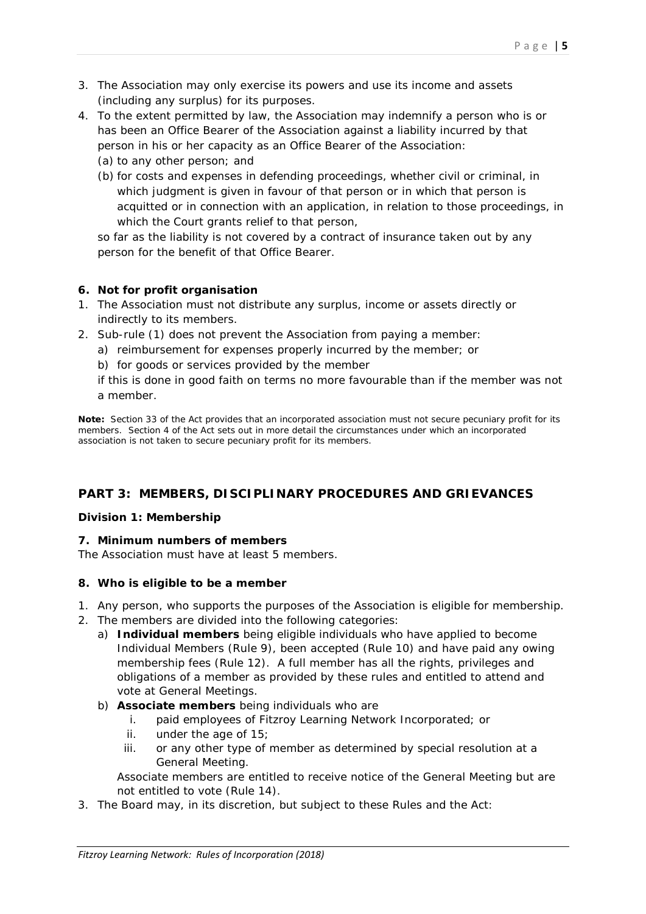3. The Association may only exercise its powers and use its income and assets (including any surplus) for its purposes.
4. To the extent permitted by law, the Association may indemnify a person who is or has been an Office Bearer of the Association against a liability incurred by that person in his or her capacity as an Office Bearer of the Association:
   (a) to any other person; and
   (b) for costs and expenses in defending proceedings, whether civil or criminal, in which judgment is given in favour of that person or in which that person is acquitted or in connection with an application, in relation to those proceedings, in which the Court grants relief to that person,

   so far as the liability is not covered by a contract of insurance taken out by any person for the benefit of that Office Bearer.

### 6. Not for profit organisation

1. The Association must not distribute any surplus, income or assets directly or indirectly to its members.
2. Sub-rule (1) does not prevent the Association from paying a member:
   a) reimbursement for expenses properly incurred by the member; or
   b) for goods or services provided by the member

   if this is done in good faith on terms no more favourable than if the member was not a member.

**Note:** Section 33 of the Act provides that an incorporated association must not secure pecuniary profit for its members. Section 4 of the Act sets out in more detail the circumstances under which an incorporated association is not taken to secure pecuniary profit for its members.

## PART 3: MEMBERS, DISCIPLINARY PROCEDURES AND GRIEVANCES

### Division 1: Membership

### 7. Minimum numbers of members

The Association must have at least 5 members.

### 8. Who is eligible to be a member

1. Any person, who supports the purposes of the Association is eligible for membership.
2. The members are divided into the following categories:
   a) **Individual members** being eligible individuals who have applied to become Individual Members (Rule 9), been accepted (Rule 10) and have paid any owing membership fees (Rule 12). A full member has all the rights, privileges and obligations of a member as provided by these rules and entitled to attend and vote at General Meetings.
   b) **Associate members** being individuals who are
      i. paid employees of Fitzroy Learning Network Incorporated; or
      ii. under the age of 15;
      iii. or any other type of member as determined by special resolution at a General Meeting.

      Associate members are entitled to receive notice of the General Meeting but are not entitled to vote (Rule 14).
3. The Board may, in its discretion, but subject to these Rules and the Act: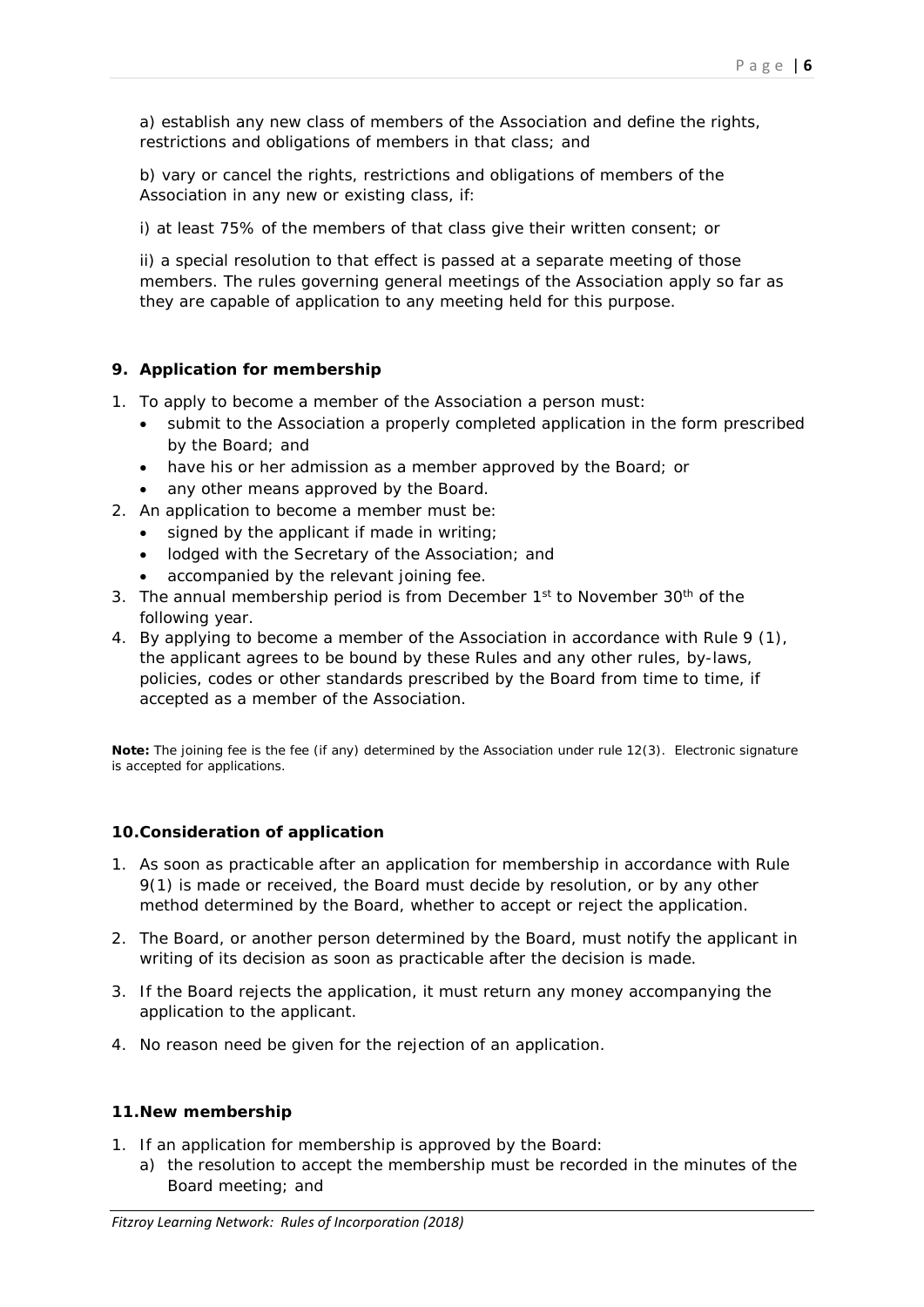a) establish any new class of members of the Association and define the rights, restrictions and obligations of members in that class; and

b) vary or cancel the rights, restrictions and obligations of members of the Association in any new or existing class, if:

i) at least 75% of the members of that class give their written consent; or

ii) a special resolution to that effect is passed at a separate meeting of those members. The rules governing general meetings of the Association apply so far as they are capable of application to any meeting held for this purpose.

## 9. Application for membership

1. To apply to become a member of the Association a person must:
   - submit to the Association a properly completed application in the form prescribed by the Board; and
   - have his or her admission as a member approved by the Board; or
   - any other means approved by the Board.
2. An application to become a member must be:
   - signed by the applicant if made in writing;
   - lodged with the Secretary of the Association; and
   - accompanied by the relevant joining fee.
3. The annual membership period is from December 1st to November 30th of the following year.
4. By applying to become a member of the Association in accordance with Rule 9 (1), the applicant agrees to be bound by these Rules and any other rules, by-laws, policies, codes or other standards prescribed by the Board from time to time, if accepted as a member of the Association.

**Note:** The joining fee is the fee (if any) determined by the Association under rule 12(3). Electronic signature is accepted for applications.

## 10. Consideration of application

1. As soon as practicable after an application for membership in accordance with Rule 9(1) is made or received, the Board must decide by resolution, or by any other method determined by the Board, whether to accept or reject the application.

2. The Board, or another person determined by the Board, must notify the applicant in writing of its decision as soon as practicable after the decision is made.

3. If the Board rejects the application, it must return any money accompanying the application to the applicant.

4. No reason need be given for the rejection of an application.

## 11. New membership

1. If an application for membership is approved by the Board:
   a) the resolution to accept the membership must be recorded in the minutes of the Board meeting; and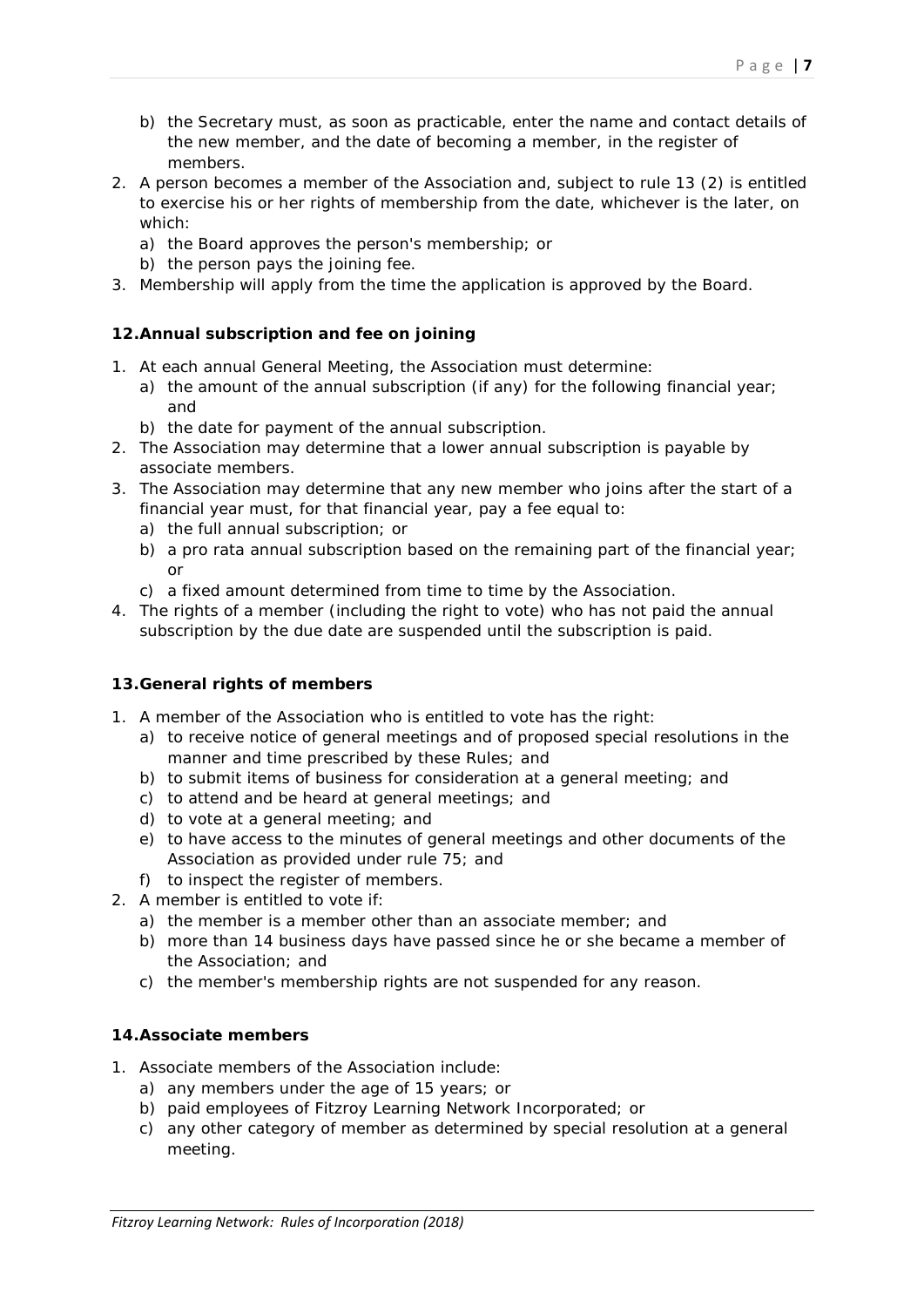b) the Secretary must, as soon as practicable, enter the name and contact details of the new member, and the date of becoming a member, in the register of members.

2. A person becomes a member of the Association and, subject to rule 13 (2) is entitled to exercise his or her rights of membership from the date, whichever is the later, on which:
   a) the Board approves the person's membership; or
   b) the person pays the joining fee.
3. Membership will apply from the time the application is approved by the Board.

**12. Annual subscription and fee on joining**

1. At each annual General Meeting, the Association must determine:
   a) the amount of the annual subscription (if any) for the following financial year; and
   b) the date for payment of the annual subscription.
2. The Association may determine that a lower annual subscription is payable by associate members.
3. The Association may determine that any new member who joins after the start of a financial year must, for that financial year, pay a fee equal to:
   a) the full annual subscription; or
   b) a pro rata annual subscription based on the remaining part of the financial year; or
   c) a fixed amount determined from time to time by the Association.
4. The rights of a member (including the right to vote) who has not paid the annual subscription by the due date are suspended until the subscription is paid.

**13. General rights of members**

1. A member of the Association who is entitled to vote has the right:
   a) to receive notice of general meetings and of proposed special resolutions in the manner and time prescribed by these Rules; and
   b) to submit items of business for consideration at a general meeting; and
   c) to attend and be heard at general meetings; and
   d) to vote at a general meeting; and
   e) to have access to the minutes of general meetings and other documents of the Association as provided under rule 75; and
   f) to inspect the register of members.
2. A member is entitled to vote if:
   a) the member is a member other than an associate member; and
   b) more than 14 business days have passed since he or she became a member of the Association; and
   c) the member's membership rights are not suspended for any reason.

**14. Associate members**

1. Associate members of the Association include:
   a) any members under the age of 15 years; or
   b) paid employees of Fitzroy Learning Network Incorporated; or
   c) any other category of member as determined by special resolution at a general meeting.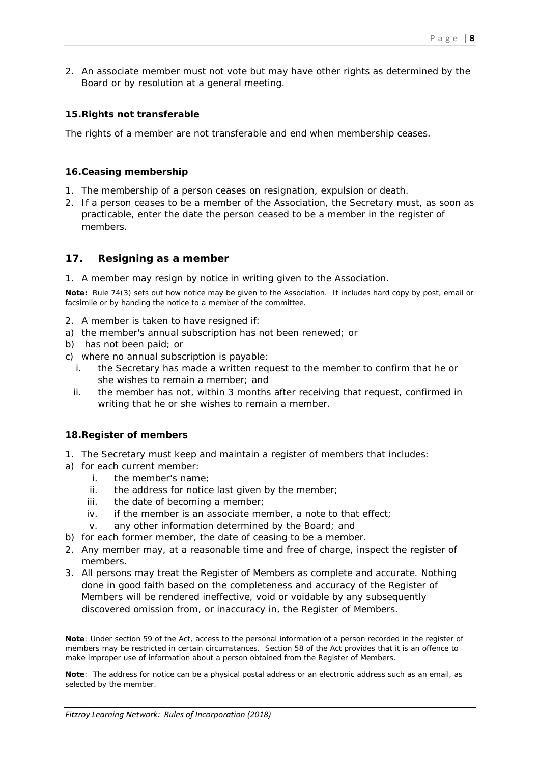2. An associate member must not vote but may have other rights as determined by the Board or by resolution at a general meeting.

### 15. Rights not transferable

The rights of a member are not transferable and end when membership ceases.

### 16. Ceasing membership

1. The membership of a person ceases on resignation, expulsion or death.
2. If a person ceases to be a member of the Association, the Secretary must, as soon as practicable, enter the date the person ceased to be a member in the register of members.

## 17. Resigning as a member

1. A member may resign by notice in writing given to the Association.

**Note:** Rule 74(3) sets out how notice may be given to the Association. It includes hard copy by post, email or facsimile or by handing the notice to a member of the committee.

2. A member is taken to have resigned if:

a) the member's annual subscription has not been renewed; or
b) has not been paid; or
c) where no annual subscription is payable:
   i. the Secretary has made a written request to the member to confirm that he or she wishes to remain a member; and
   ii. the member has not, within 3 months after receiving that request, confirmed in writing that he or she wishes to remain a member.

### 18. Register of members

1. The Secretary must keep and maintain a register of members that includes:

a) for each current member:
   i. the member's name;
   ii. the address for notice last given by the member;
   iii. the date of becoming a member;
   iv. if the member is an associate member, a note to that effect;
   v. any other information determined by the Board; and
b) for each former member, the date of ceasing to be a member.

2. Any member may, at a reasonable time and free of charge, inspect the register of members.
3. All persons may treat the Register of Members as complete and accurate. Nothing done in good faith based on the completeness and accuracy of the Register of Members will be rendered ineffective, void or voidable by any subsequently discovered omission from, or inaccuracy in, the Register of Members.

**Note**: Under section 59 of the Act, access to the personal information of a person recorded in the register of members may be restricted in certain circumstances. Section 58 of the Act provides that it is an offence to make improper use of information about a person obtained from the Register of Members.

**Note**: The address for notice can be a physical postal address or an electronic address such as an email, as selected by the member.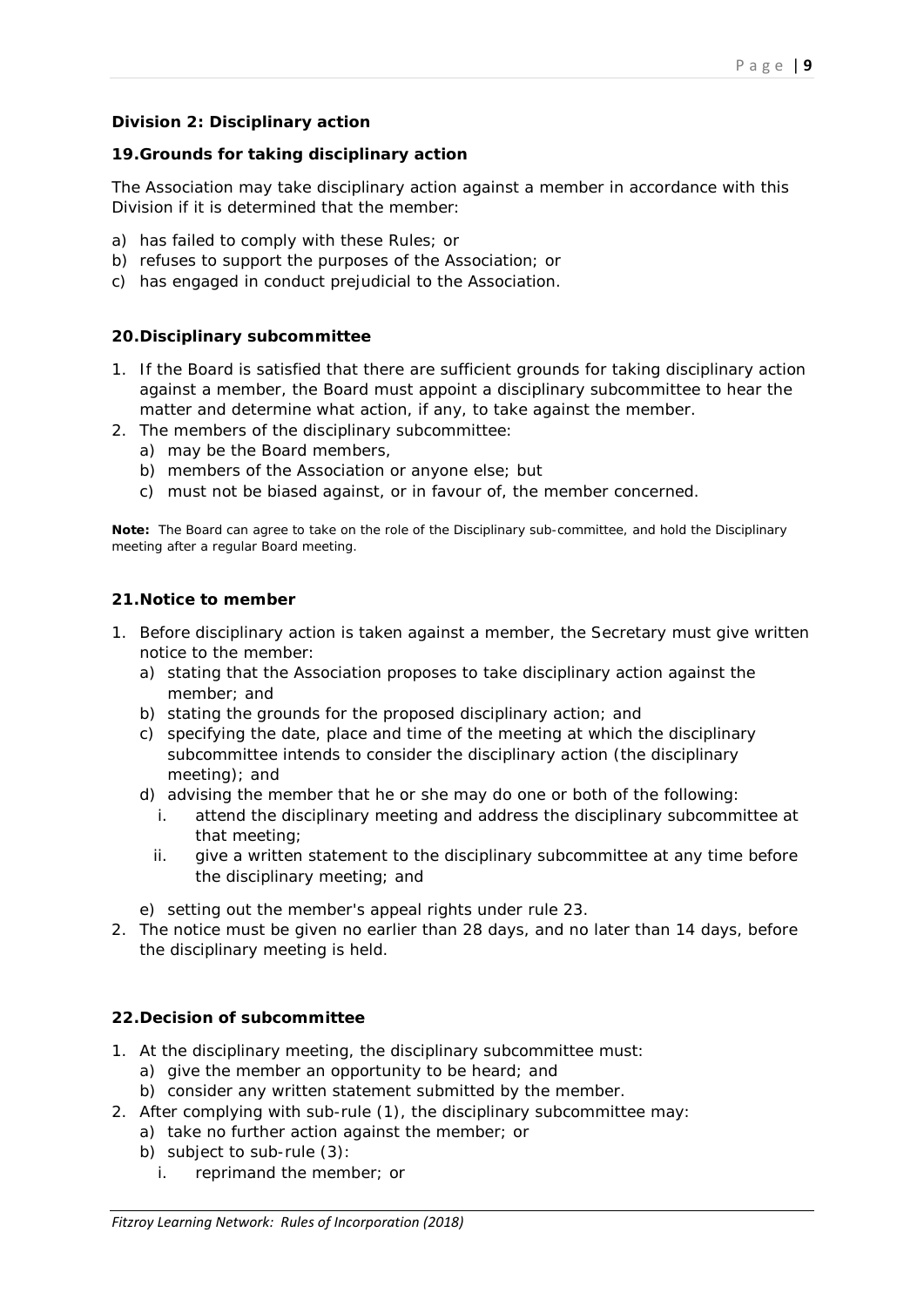### Division 2: Disciplinary action

#### 19. Grounds for taking disciplinary action

The Association may take disciplinary action against a member in accordance with this Division if it is determined that the member:

a) has failed to comply with these Rules; or
b) refuses to support the purposes of the Association; or
c) has engaged in conduct prejudicial to the Association.

#### 20. Disciplinary subcommittee

1. If the Board is satisfied that there are sufficient grounds for taking disciplinary action against a member, the Board must appoint a disciplinary subcommittee to hear the matter and determine what action, if any, to take against the member.
2. The members of the disciplinary subcommittee:
   a) may be the Board members,
   b) members of the Association or anyone else; but
   c) must not be biased against, or in favour of, the member concerned.

**Note:** The Board can agree to take on the role of the Disciplinary sub-committee, and hold the Disciplinary meeting after a regular Board meeting.

#### 21. Notice to member

1. Before disciplinary action is taken against a member, the Secretary must give written notice to the member:
   a) stating that the Association proposes to take disciplinary action against the member; and
   b) stating the grounds for the proposed disciplinary action; and
   c) specifying the date, place and time of the meeting at which the disciplinary subcommittee intends to consider the disciplinary action (the disciplinary meeting); and
   d) advising the member that he or she may do one or both of the following:
      i. attend the disciplinary meeting and address the disciplinary subcommittee at that meeting;
      ii. give a written statement to the disciplinary subcommittee at any time before the disciplinary meeting; and
   e) setting out the member's appeal rights under rule 23.
2. The notice must be given no earlier than 28 days, and no later than 14 days, before the disciplinary meeting is held.

#### 22. Decision of subcommittee

1. At the disciplinary meeting, the disciplinary subcommittee must:
   a) give the member an opportunity to be heard; and
   b) consider any written statement submitted by the member.
2. After complying with sub-rule (1), the disciplinary subcommittee may:
   a) take no further action against the member; or
   b) subject to sub-rule (3):
      i. reprimand the member; or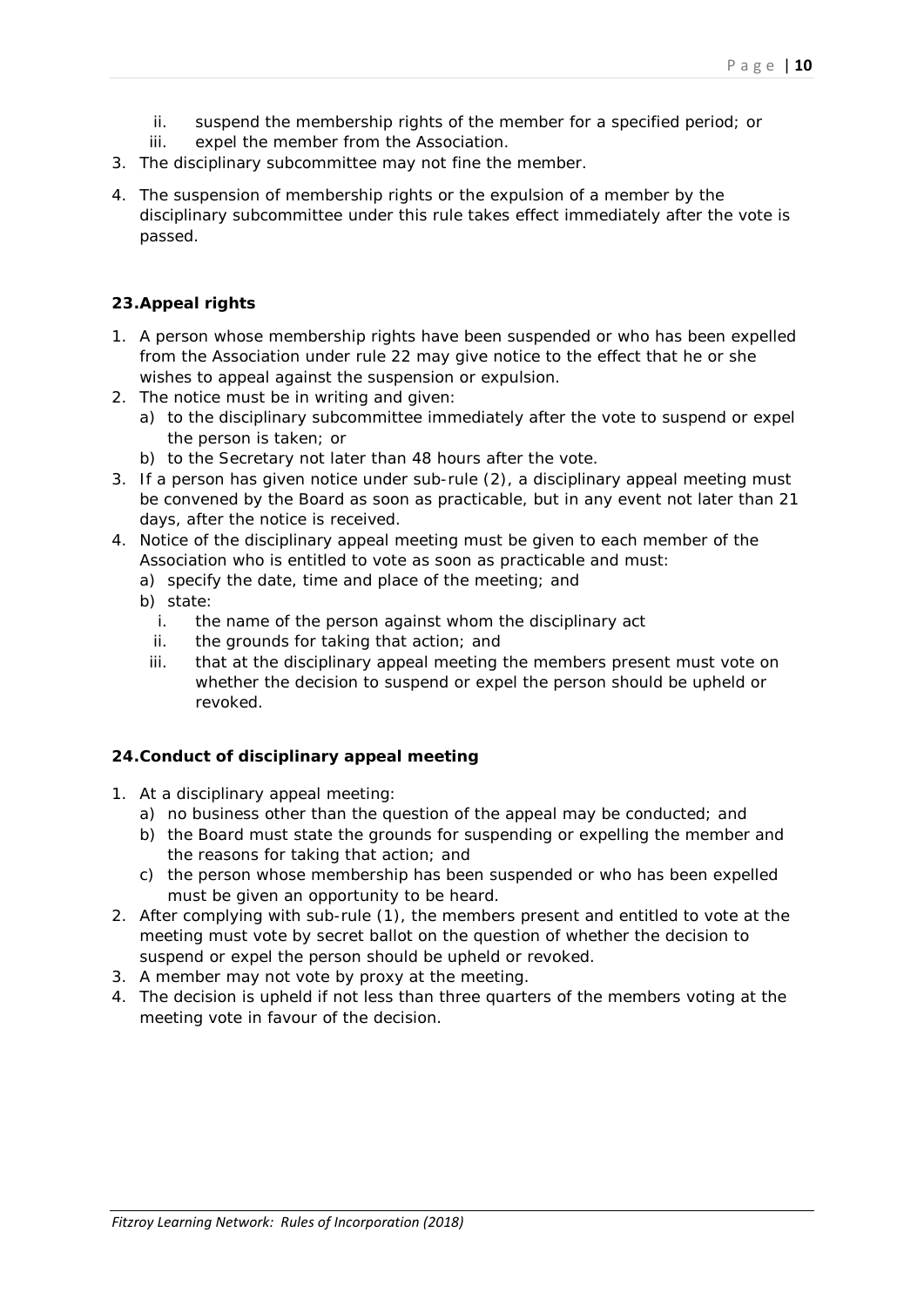ii. suspend the membership rights of the member for a specified period; or
iii. expel the member from the Association.

3. The disciplinary subcommittee may not fine the member.
4. The suspension of membership rights or the expulsion of a member by the disciplinary subcommittee under this rule takes effect immediately after the vote is passed.

### 23. Appeal rights

1. A person whose membership rights have been suspended or who has been expelled from the Association under rule 22 may give notice to the effect that he or she wishes to appeal against the suspension or expulsion.
2. The notice must be in writing and given:
   a) to the disciplinary subcommittee immediately after the vote to suspend or expel the person is taken; or
   b) to the Secretary not later than 48 hours after the vote.
3. If a person has given notice under sub-rule (2), a disciplinary appeal meeting must be convened by the Board as soon as practicable, but in any event not later than 21 days, after the notice is received.
4. Notice of the disciplinary appeal meeting must be given to each member of the Association who is entitled to vote as soon as practicable and must:
   a) specify the date, time and place of the meeting; and
   b) state:
      i. the name of the person against whom the disciplinary act
      ii. the grounds for taking that action; and
      iii. that at the disciplinary appeal meeting the members present must vote on whether the decision to suspend or expel the person should be upheld or revoked.

### 24. Conduct of disciplinary appeal meeting

1. At a disciplinary appeal meeting:
   a) no business other than the question of the appeal may be conducted; and
   b) the Board must state the grounds for suspending or expelling the member and the reasons for taking that action; and
   c) the person whose membership has been suspended or who has been expelled must be given an opportunity to be heard.
2. After complying with sub-rule (1), the members present and entitled to vote at the meeting must vote by secret ballot on the question of whether the decision to suspend or expel the person should be upheld or revoked.
3. A member may not vote by proxy at the meeting.
4. The decision is upheld if not less than three quarters of the members voting at the meeting vote in favour of the decision.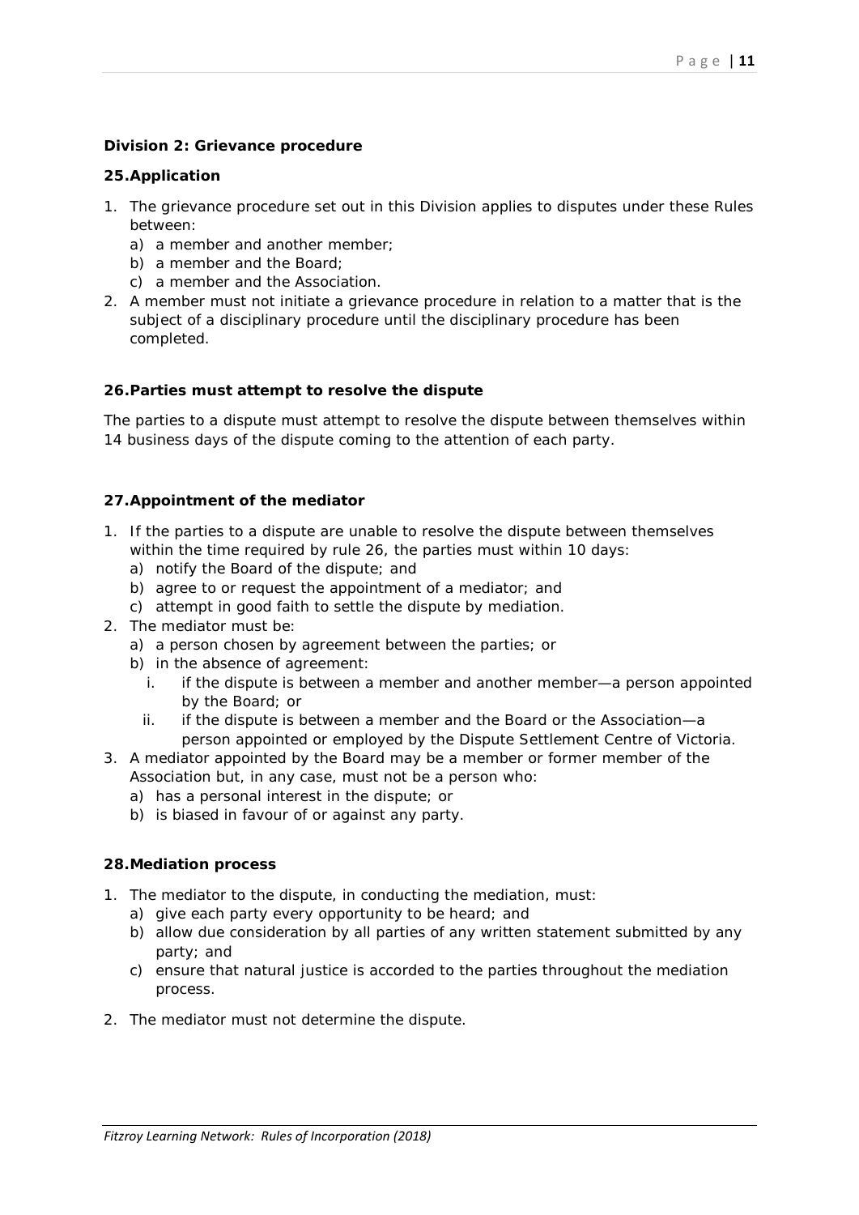**Division 2: Grievance procedure**

**25. Application**

1. The grievance procedure set out in this Division applies to disputes under these Rules between:
   a) a member and another member;
   b) a member and the Board;
   c) a member and the Association.
2. A member must not initiate a grievance procedure in relation to a matter that is the subject of a disciplinary procedure until the disciplinary procedure has been completed.

**26. Parties must attempt to resolve the dispute**

The parties to a dispute must attempt to resolve the dispute between themselves within 14 business days of the dispute coming to the attention of each party.

**27. Appointment of the mediator**

1. If the parties to a dispute are unable to resolve the dispute between themselves within the time required by rule 26, the parties must within 10 days:
   a) notify the Board of the dispute; and
   b) agree to or request the appointment of a mediator; and
   c) attempt in good faith to settle the dispute by mediation.
2. The mediator must be:
   a) a person chosen by agreement between the parties; or
   b) in the absence of agreement:
      i. if the dispute is between a member and another member—a person appointed by the Board; or
      ii. if the dispute is between a member and the Board or the Association—a person appointed or employed by the Dispute Settlement Centre of Victoria.
3. A mediator appointed by the Board may be a member or former member of the Association but, in any case, must not be a person who:
   a) has a personal interest in the dispute; or
   b) is biased in favour of or against any party.

**28. Mediation process**

1. The mediator to the dispute, in conducting the mediation, must:
   a) give each party every opportunity to be heard; and
   b) allow due consideration by all parties of any written statement submitted by any party; and
   c) ensure that natural justice is accorded to the parties throughout the mediation process.
2. The mediator must not determine the dispute.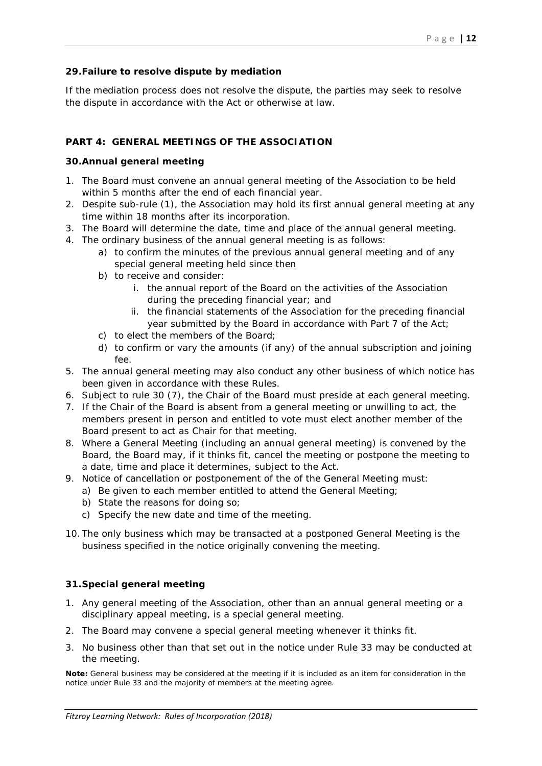### 29. Failure to resolve dispute by mediation

If the mediation process does not resolve the dispute, the parties may seek to resolve the dispute in accordance with the Act or otherwise at law.

## PART 4: GENERAL MEETINGS OF THE ASSOCIATION

### 30. Annual general meeting

1. The Board must convene an annual general meeting of the Association to be held within 5 months after the end of each financial year.
2. Despite sub-rule (1), the Association may hold its first annual general meeting at any time within 18 months after its incorporation.
3. The Board will determine the date, time and place of the annual general meeting.
4. The ordinary business of the annual general meeting is as follows:
   a) to confirm the minutes of the previous annual general meeting and of any special general meeting held since then
   b) to receive and consider:
      i. the annual report of the Board on the activities of the Association during the preceding financial year; and
      ii. the financial statements of the Association for the preceding financial year submitted by the Board in accordance with Part 7 of the Act;
   c) to elect the members of the Board;
   d) to confirm or vary the amounts (if any) of the annual subscription and joining fee.
5. The annual general meeting may also conduct any other business of which notice has been given in accordance with these Rules.
6. Subject to rule 30 (7), the Chair of the Board must preside at each general meeting.
7. If the Chair of the Board is absent from a general meeting or unwilling to act, the members present in person and entitled to vote must elect another member of the Board present to act as Chair for that meeting.
8. Where a General Meeting (including an annual general meeting) is convened by the Board, the Board may, if it thinks fit, cancel the meeting or postpone the meeting to a date, time and place it determines, subject to the Act.
9. Notice of cancellation or postponement of the of the General Meeting must:
   a) Be given to each member entitled to attend the General Meeting;
   b) State the reasons for doing so;
   c) Specify the new date and time of the meeting.
10. The only business which may be transacted at a postponed General Meeting is the business specified in the notice originally convening the meeting.

### 31. Special general meeting

1. Any general meeting of the Association, other than an annual general meeting or a disciplinary appeal meeting, is a special general meeting.
2. The Board may convene a special general meeting whenever it thinks fit.
3. No business other than that set out in the notice under Rule 33 may be conducted at the meeting.

**Note:** General business may be considered at the meeting if it is included as an item for consideration in the notice under Rule 33 and the majority of members at the meeting agree.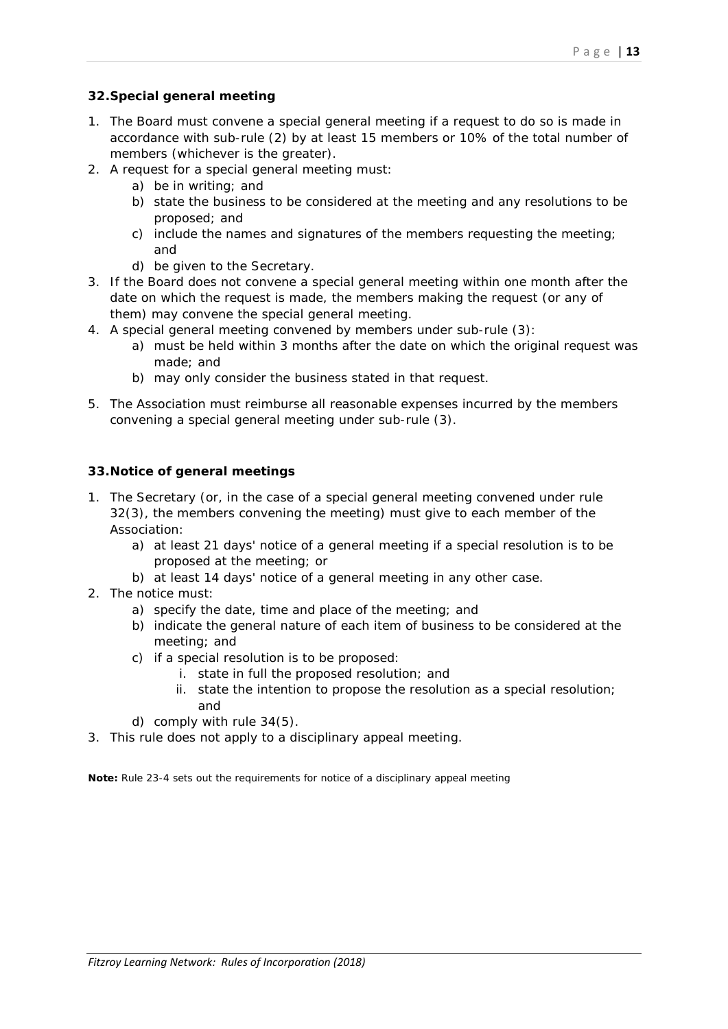### 32. Special general meeting

1. The Board must convene a special general meeting if a request to do so is made in accordance with sub-rule (2) by at least 15 members or 10% of the total number of members (whichever is the greater).
2. A request for a special general meeting must:
    a) be in writing; and
    b) state the business to be considered at the meeting and any resolutions to be proposed; and
    c) include the names and signatures of the members requesting the meeting; and
    d) be given to the Secretary.
3. If the Board does not convene a special general meeting within one month after the date on which the request is made, the members making the request (or any of them) may convene the special general meeting.
4. A special general meeting convened by members under sub-rule (3):
    a) must be held within 3 months after the date on which the original request was made; and
    b) may only consider the business stated in that request.
5. The Association must reimburse all reasonable expenses incurred by the members convening a special general meeting under sub-rule (3).

### 33. Notice of general meetings

1. The Secretary (or, in the case of a special general meeting convened under rule 32(3), the members convening the meeting) must give to each member of the Association:
    a) at least 21 days' notice of a general meeting if a special resolution is to be proposed at the meeting; or
    b) at least 14 days' notice of a general meeting in any other case.
2. The notice must:
    a) specify the date, time and place of the meeting; and
    b) indicate the general nature of each item of business to be considered at the meeting; and
    c) if a special resolution is to be proposed:
        i. state in full the proposed resolution; and
        ii. state the intention to propose the resolution as a special resolution; and
    d) comply with rule 34(5).
3. This rule does not apply to a disciplinary appeal meeting.

**Note:** Rule 23-4 sets out the requirements for notice of a disciplinary appeal meeting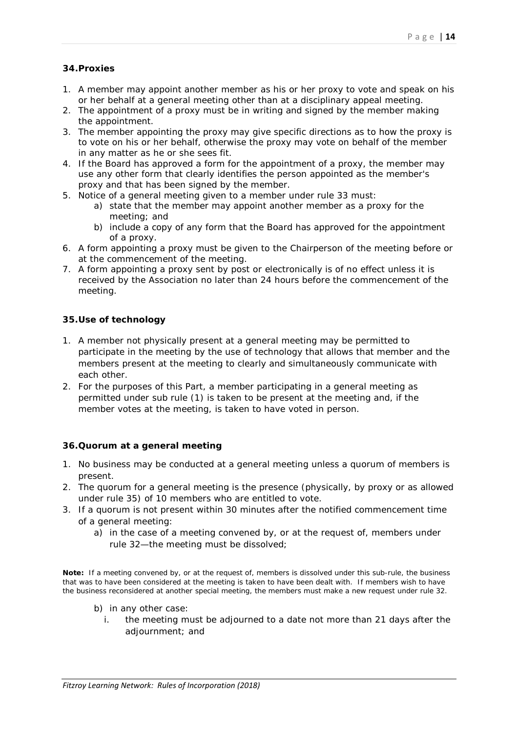### 34. Proxies

1. A member may appoint another member as his or her proxy to vote and speak on his or her behalf at a general meeting other than at a disciplinary appeal meeting.
2. The appointment of a proxy must be in writing and signed by the member making the appointment.
3. The member appointing the proxy may give specific directions as to how the proxy is to vote on his or her behalf, otherwise the proxy may vote on behalf of the member in any matter as he or she sees fit.
4. If the Board has approved a form for the appointment of a proxy, the member may use any other form that clearly identifies the person appointed as the member's proxy and that has been signed by the member.
5. Notice of a general meeting given to a member under rule 33 must:
    a) state that the member may appoint another member as a proxy for the meeting; and
    b) include a copy of any form that the Board has approved for the appointment of a proxy.
6. A form appointing a proxy must be given to the Chairperson of the meeting before or at the commencement of the meeting.
7. A form appointing a proxy sent by post or electronically is of no effect unless it is received by the Association no later than 24 hours before the commencement of the meeting.

### 35. Use of technology

1. A member not physically present at a general meeting may be permitted to participate in the meeting by the use of technology that allows that member and the members present at the meeting to clearly and simultaneously communicate with each other.
2. For the purposes of this Part, a member participating in a general meeting as permitted under sub rule (1) is taken to be present at the meeting and, if the member votes at the meeting, is taken to have voted in person.

### 36. Quorum at a general meeting

1. No business may be conducted at a general meeting unless a quorum of members is present.
2. The quorum for a general meeting is the presence (physically, by proxy or as allowed under rule 35) of 10 members who are entitled to vote.
3. If a quorum is not present within 30 minutes after the notified commencement time of a general meeting:
    a) in the case of a meeting convened by, or at the request of, members under rule 32—the meeting must be dissolved;

**Note:** If a meeting convened by, or at the request of, members is dissolved under this sub-rule, the business that was to have been considered at the meeting is taken to have been dealt with. If members wish to have the business reconsidered at another special meeting, the members must make a new request under rule 32.

    b) in any other case:
        i. the meeting must be adjourned to a date not more than 21 days after the adjournment; and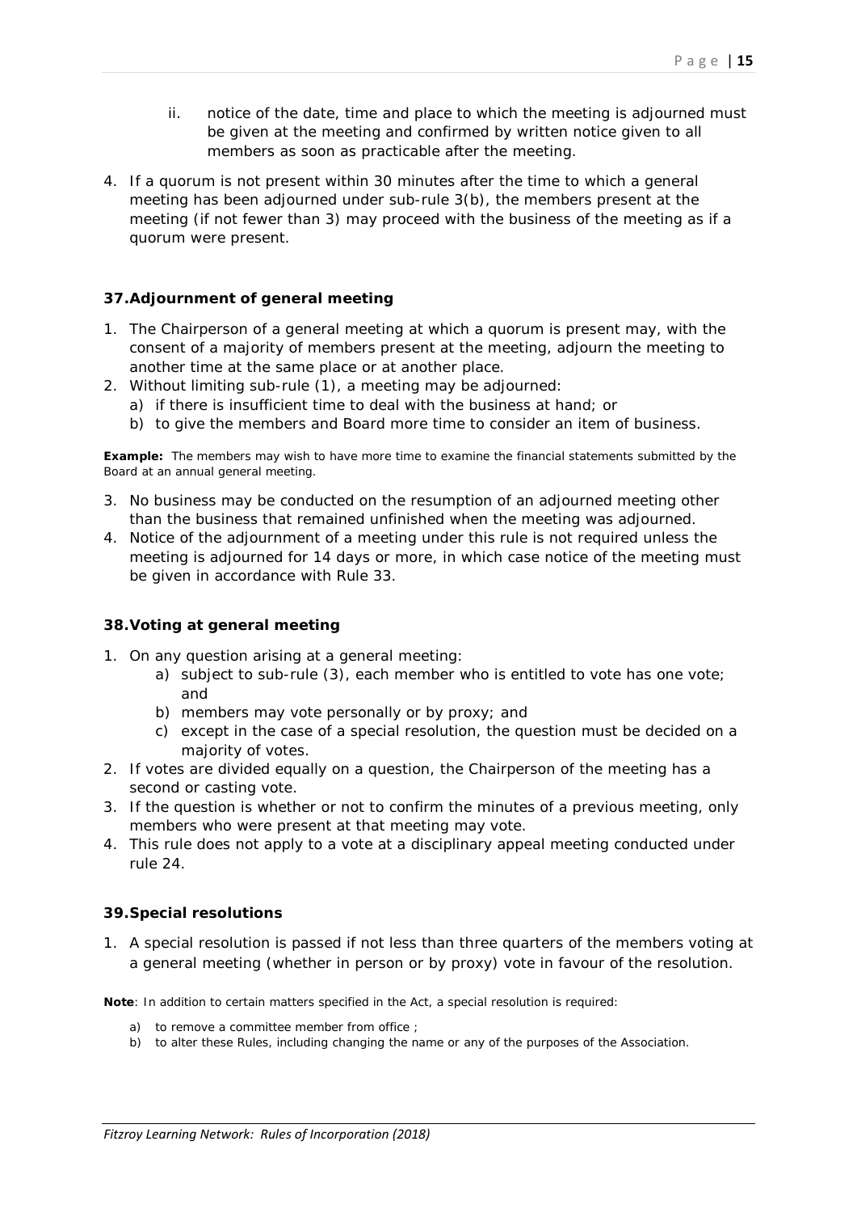ii. notice of the date, time and place to which the meeting is adjourned must be given at the meeting and confirmed by written notice given to all members as soon as practicable after the meeting.

4. If a quorum is not present within 30 minutes after the time to which a general meeting has been adjourned under sub-rule 3(b), the members present at the meeting (if not fewer than 3) may proceed with the business of the meeting as if a quorum were present.

### 37. Adjournment of general meeting

1. The Chairperson of a general meeting at which a quorum is present may, with the consent of a majority of members present at the meeting, adjourn the meeting to another time at the same place or at another place.
2. Without limiting sub-rule (1), a meeting may be adjourned:
   a) if there is insufficient time to deal with the business at hand; or
   b) to give the members and Board more time to consider an item of business.

**Example:** The members may wish to have more time to examine the financial statements submitted by the Board at an annual general meeting.

3. No business may be conducted on the resumption of an adjourned meeting other than the business that remained unfinished when the meeting was adjourned.
4. Notice of the adjournment of a meeting under this rule is not required unless the meeting is adjourned for 14 days or more, in which case notice of the meeting must be given in accordance with Rule 33.

### 38. Voting at general meeting

1. On any question arising at a general meeting:
   a) subject to sub-rule (3), each member who is entitled to vote has one vote; and
   b) members may vote personally or by proxy; and
   c) except in the case of a special resolution, the question must be decided on a majority of votes.
2. If votes are divided equally on a question, the Chairperson of the meeting has a second or casting vote.
3. If the question is whether or not to confirm the minutes of a previous meeting, only members who were present at that meeting may vote.
4. This rule does not apply to a vote at a disciplinary appeal meeting conducted under rule 24.

### 39. Special resolutions

1. A special resolution is passed if not less than three quarters of the members voting at a general meeting (whether in person or by proxy) vote in favour of the resolution.

**Note**: In addition to certain matters specified in the Act, a special resolution is required:

a) to remove a committee member from office ;
b) to alter these Rules, including changing the name or any of the purposes of the Association.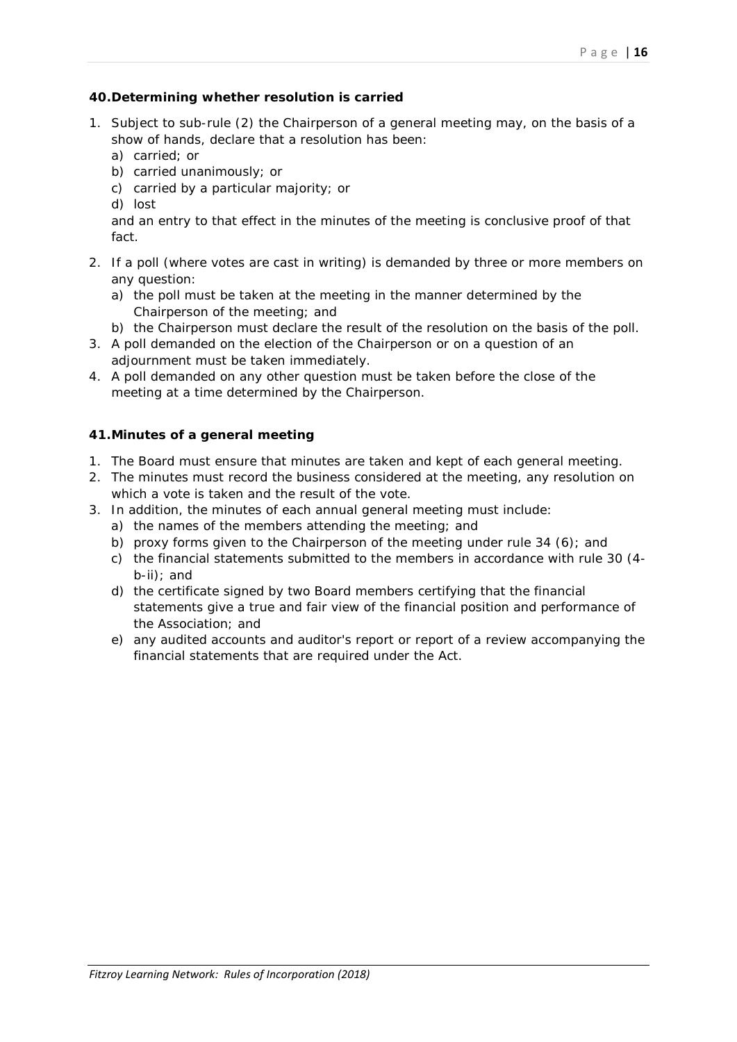**40. Determining whether resolution is carried**

1. Subject to sub-rule (2) the Chairperson of a general meeting may, on the basis of a show of hands, declare that a resolution has been:
   a) carried; or
   b) carried unanimously; or
   c) carried by a particular majority; or
   d) lost

   and an entry to that effect in the minutes of the meeting is conclusive proof of that fact.
2. If a poll (where votes are cast in writing) is demanded by three or more members on any question:
   a) the poll must be taken at the meeting in the manner determined by the Chairperson of the meeting; and
   b) the Chairperson must declare the result of the resolution on the basis of the poll.
3. A poll demanded on the election of the Chairperson or on a question of an adjournment must be taken immediately.
4. A poll demanded on any other question must be taken before the close of the meeting at a time determined by the Chairperson.

**41. Minutes of a general meeting**

1. The Board must ensure that minutes are taken and kept of each general meeting.
2. The minutes must record the business considered at the meeting, any resolution on which a vote is taken and the result of the vote.
3. In addition, the minutes of each annual general meeting must include:
   a) the names of the members attending the meeting; and
   b) proxy forms given to the Chairperson of the meeting under rule 34 (6); and
   c) the financial statements submitted to the members in accordance with rule 30 (4-b-ii); and
   d) the certificate signed by two Board members certifying that the financial statements give a true and fair view of the financial position and performance of the Association; and
   e) any audited accounts and auditor's report or report of a review accompanying the financial statements that are required under the Act.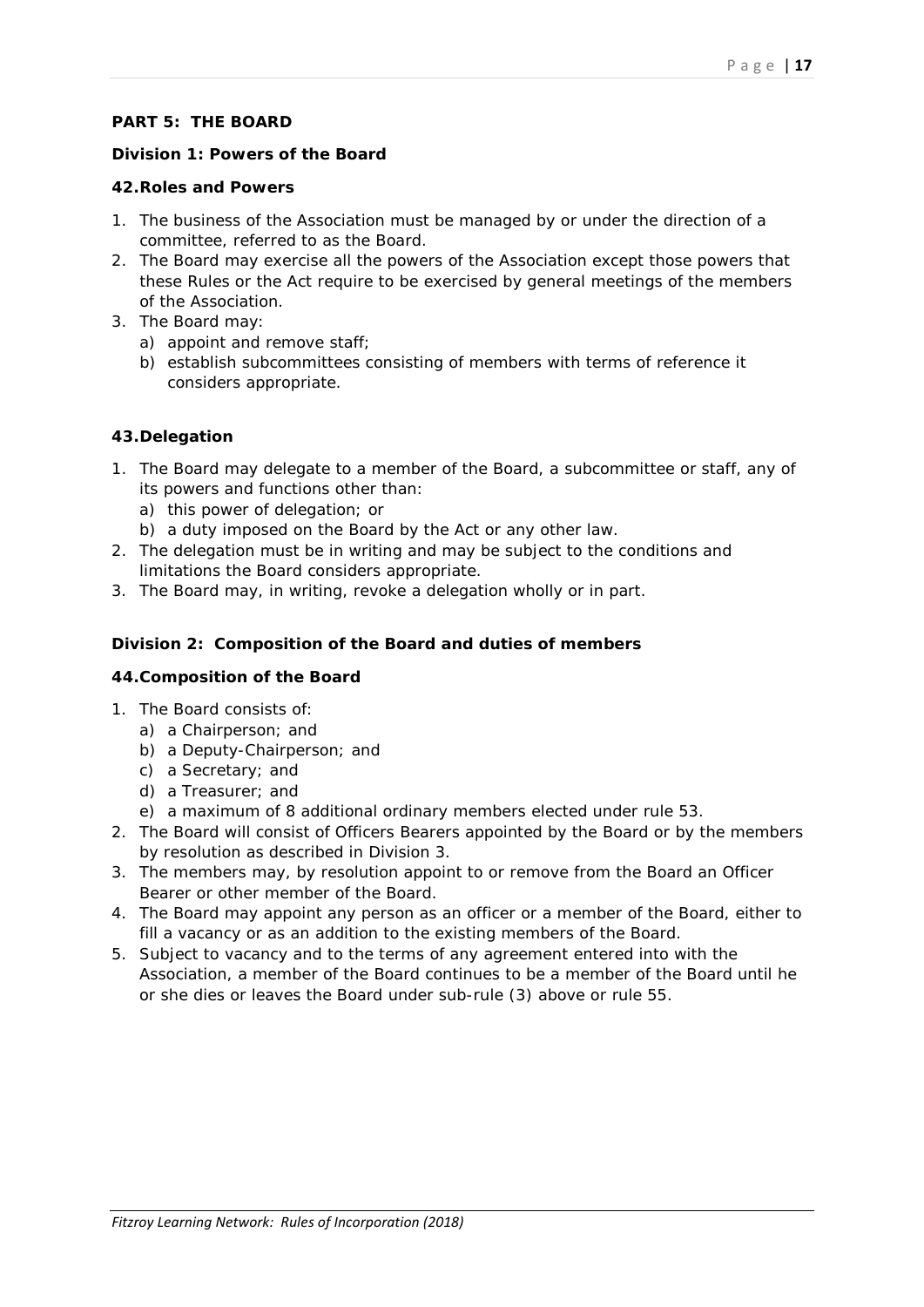## PART 5: THE BOARD

### Division 1: Powers of the Board

#### 42. Roles and Powers

1. The business of the Association must be managed by or under the direction of a committee, referred to as the Board.
2. The Board may exercise all the powers of the Association except those powers that these Rules or the Act require to be exercised by general meetings of the members of the Association.
3. The Board may:
   a) appoint and remove staff;
   b) establish subcommittees consisting of members with terms of reference it considers appropriate.

#### 43. Delegation

1. The Board may delegate to a member of the Board, a subcommittee or staff, any of its powers and functions other than:
   a) this power of delegation; or
   b) a duty imposed on the Board by the Act or any other law.
2. The delegation must be in writing and may be subject to the conditions and limitations the Board considers appropriate.
3. The Board may, in writing, revoke a delegation wholly or in part.

### Division 2: Composition of the Board and duties of members

#### 44. Composition of the Board

1. The Board consists of:
   a) a Chairperson; and
   b) a Deputy-Chairperson; and
   c) a Secretary; and
   d) a Treasurer; and
   e) a maximum of 8 additional ordinary members elected under rule 53.
2. The Board will consist of Officers Bearers appointed by the Board or by the members by resolution as described in Division 3.
3. The members may, by resolution appoint to or remove from the Board an Officer Bearer or other member of the Board.
4. The Board may appoint any person as an officer or a member of the Board, either to fill a vacancy or as an addition to the existing members of the Board.
5. Subject to vacancy and to the terms of any agreement entered into with the Association, a member of the Board continues to be a member of the Board until he or she dies or leaves the Board under sub-rule (3) above or rule 55.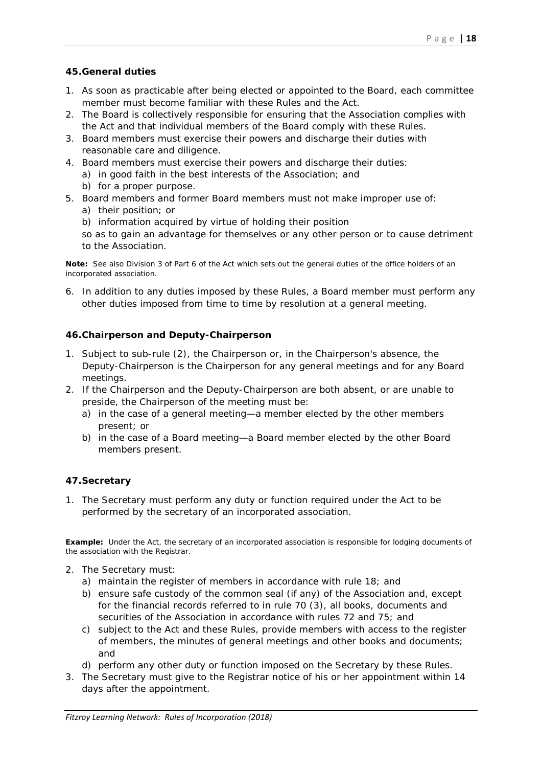### 45. General duties

1. As soon as practicable after being elected or appointed to the Board, each committee member must become familiar with these Rules and the Act.
2. The Board is collectively responsible for ensuring that the Association complies with the Act and that individual members of the Board comply with these Rules.
3. Board members must exercise their powers and discharge their duties with reasonable care and diligence.
4. Board members must exercise their powers and discharge their duties:
   a) in good faith in the best interests of the Association; and
   b) for a proper purpose.
5. Board members and former Board members must not make improper use of:
   a) their position; or
   b) information acquired by virtue of holding their position

   so as to gain an advantage for themselves or any other person or to cause detriment to the Association.

**Note:** See also Division 3 of Part 6 of the Act which sets out the general duties of the office holders of an incorporated association.

6. In addition to any duties imposed by these Rules, a Board member must perform any other duties imposed from time to time by resolution at a general meeting.

### 46. Chairperson and Deputy-Chairperson

1. Subject to sub-rule (2), the Chairperson or, in the Chairperson's absence, the Deputy-Chairperson is the Chairperson for any general meetings and for any Board meetings.
2. If the Chairperson and the Deputy-Chairperson are both absent, or are unable to preside, the Chairperson of the meeting must be:
   a) in the case of a general meeting—a member elected by the other members present; or
   b) in the case of a Board meeting—a Board member elected by the other Board members present.

### 47. Secretary

1. The Secretary must perform any duty or function required under the Act to be performed by the secretary of an incorporated association.

**Example:** Under the Act, the secretary of an incorporated association is responsible for lodging documents of the association with the Registrar.

2. The Secretary must:
   a) maintain the register of members in accordance with rule 18; and
   b) ensure safe custody of the common seal (if any) of the Association and, except for the financial records referred to in rule 70 (3), all books, documents and securities of the Association in accordance with rules 72 and 75; and
   c) subject to the Act and these Rules, provide members with access to the register of members, the minutes of general meetings and other books and documents; and
   d) perform any other duty or function imposed on the Secretary by these Rules.
3. The Secretary must give to the Registrar notice of his or her appointment within 14 days after the appointment.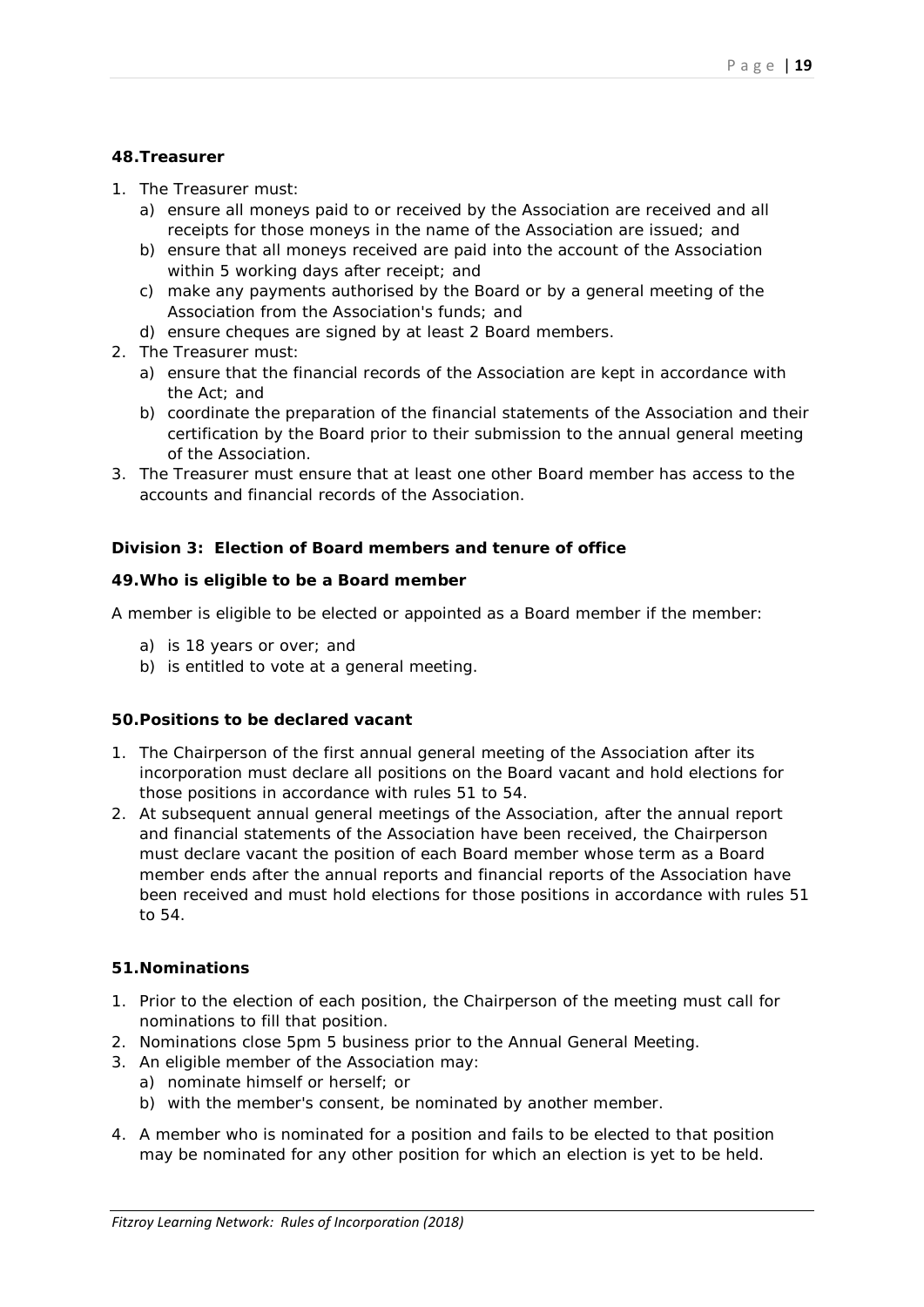**48.Treasurer**

1. The Treasurer must:
   a) ensure all moneys paid to or received by the Association are received and all receipts for those moneys in the name of the Association are issued; and
   b) ensure that all moneys received are paid into the account of the Association within 5 working days after receipt; and
   c) make any payments authorised by the Board or by a general meeting of the Association from the Association's funds; and
   d) ensure cheques are signed by at least 2 Board members.
2. The Treasurer must:
   a) ensure that the financial records of the Association are kept in accordance with the Act; and
   b) coordinate the preparation of the financial statements of the Association and their certification by the Board prior to their submission to the annual general meeting of the Association.
3. The Treasurer must ensure that at least one other Board member has access to the accounts and financial records of the Association.

**Division 3: Election of Board members and tenure of office**

**49.Who is eligible to be a Board member**

A member is eligible to be elected or appointed as a Board member if the member:

a) is 18 years or over; and
b) is entitled to vote at a general meeting.

**50.Positions to be declared vacant**

1. The Chairperson of the first annual general meeting of the Association after its incorporation must declare all positions on the Board vacant and hold elections for those positions in accordance with rules 51 to 54.
2. At subsequent annual general meetings of the Association, after the annual report and financial statements of the Association have been received, the Chairperson must declare vacant the position of each Board member whose term as a Board member ends after the annual reports and financial reports of the Association have been received and must hold elections for those positions in accordance with rules 51 to 54.

**51.Nominations**

1. Prior to the election of each position, the Chairperson of the meeting must call for nominations to fill that position.
2. Nominations close 5pm 5 business prior to the Annual General Meeting.
3. An eligible member of the Association may:
   a) nominate himself or herself; or
   b) with the member's consent, be nominated by another member.
4. A member who is nominated for a position and fails to be elected to that position may be nominated for any other position for which an election is yet to be held.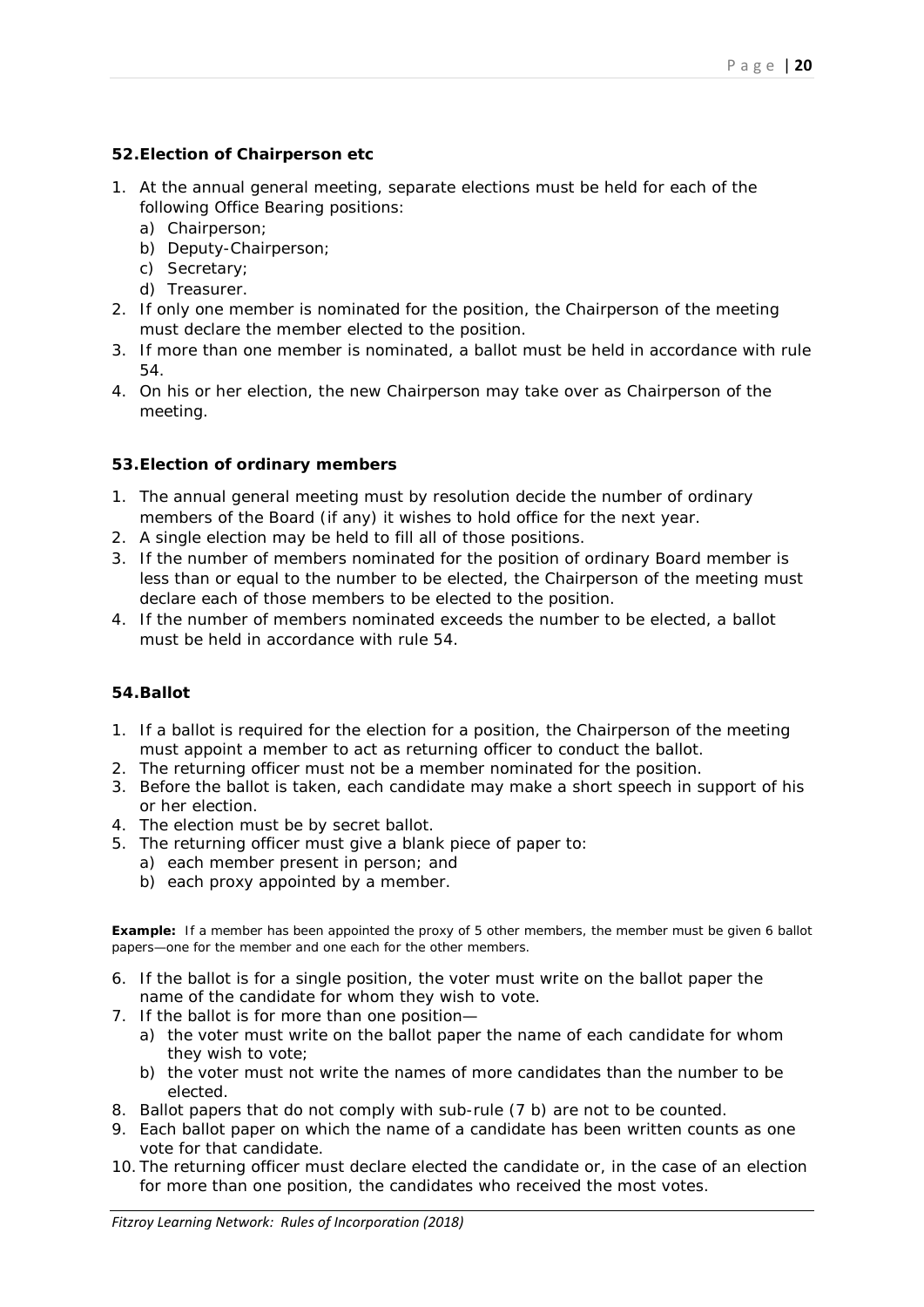### 52. Election of Chairperson etc

1. At the annual general meeting, separate elections must be held for each of the following Office Bearing positions:
   a) Chairperson;
   b) Deputy-Chairperson;
   c) Secretary;
   d) Treasurer.
2. If only one member is nominated for the position, the Chairperson of the meeting must declare the member elected to the position.
3. If more than one member is nominated, a ballot must be held in accordance with rule 54.
4. On his or her election, the new Chairperson may take over as Chairperson of the meeting.

### 53. Election of ordinary members

1. The annual general meeting must by resolution decide the number of ordinary members of the Board (if any) it wishes to hold office for the next year.
2. A single election may be held to fill all of those positions.
3. If the number of members nominated for the position of ordinary Board member is less than or equal to the number to be elected, the Chairperson of the meeting must declare each of those members to be elected to the position.
4. If the number of members nominated exceeds the number to be elected, a ballot must be held in accordance with rule 54.

### 54. Ballot

1. If a ballot is required for the election for a position, the Chairperson of the meeting must appoint a member to act as returning officer to conduct the ballot.
2. The returning officer must not be a member nominated for the position.
3. Before the ballot is taken, each candidate may make a short speech in support of his or her election.
4. The election must be by secret ballot.
5. The returning officer must give a blank piece of paper to:
   a) each member present in person; and
   b) each proxy appointed by a member.

**Example:** If a member has been appointed the proxy of 5 other members, the member must be given 6 ballot papers—one for the member and one each for the other members.

6. If the ballot is for a single position, the voter must write on the ballot paper the name of the candidate for whom they wish to vote.
7. If the ballot is for more than one position—
   a) the voter must write on the ballot paper the name of each candidate for whom they wish to vote;
   b) the voter must not write the names of more candidates than the number to be elected.
8. Ballot papers that do not comply with sub-rule (7 b) are not to be counted.
9. Each ballot paper on which the name of a candidate has been written counts as one vote for that candidate.
10. The returning officer must declare elected the candidate or, in the case of an election for more than one position, the candidates who received the most votes.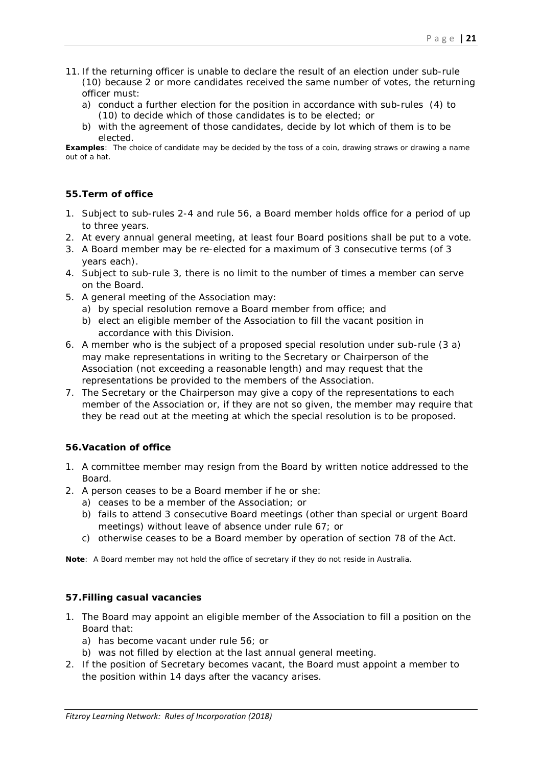11. If the returning officer is unable to declare the result of an election under sub-rule (10) because 2 or more candidates received the same number of votes, the returning officer must:
    a) conduct a further election for the position in accordance with sub-rules (4) to (10) to decide which of those candidates is to be elected; or
    b) with the agreement of those candidates, decide by lot which of them is to be elected.

**Examples**: The choice of candidate may be decided by the toss of a coin, drawing straws or drawing a name out of a hat.

### 55. Term of office

1. Subject to sub-rules 2-4 and rule 56, a Board member holds office for a period of up to three years.
2. At every annual general meeting, at least four Board positions shall be put to a vote.
3. A Board member may be re-elected for a maximum of 3 consecutive terms (of 3 years each).
4. Subject to sub-rule 3, there is no limit to the number of times a member can serve on the Board.
5. A general meeting of the Association may:
    a) by special resolution remove a Board member from office; and
    b) elect an eligible member of the Association to fill the vacant position in accordance with this Division.
6. A member who is the subject of a proposed special resolution under sub-rule (3 a) may make representations in writing to the Secretary or Chairperson of the Association (not exceeding a reasonable length) and may request that the representations be provided to the members of the Association.
7. The Secretary or the Chairperson may give a copy of the representations to each member of the Association or, if they are not so given, the member may require that they be read out at the meeting at which the special resolution is to be proposed.

### 56. Vacation of office

1. A committee member may resign from the Board by written notice addressed to the Board.
2. A person ceases to be a Board member if he or she:
    a) ceases to be a member of the Association; or
    b) fails to attend 3 consecutive Board meetings (other than special or urgent Board meetings) without leave of absence under rule 67; or
    c) otherwise ceases to be a Board member by operation of section 78 of the Act.

**Note**: A Board member may not hold the office of secretary if they do not reside in Australia.

### 57. Filling casual vacancies

1. The Board may appoint an eligible member of the Association to fill a position on the Board that:
    a) has become vacant under rule 56; or
    b) was not filled by election at the last annual general meeting.
2. If the position of Secretary becomes vacant, the Board must appoint a member to the position within 14 days after the vacancy arises.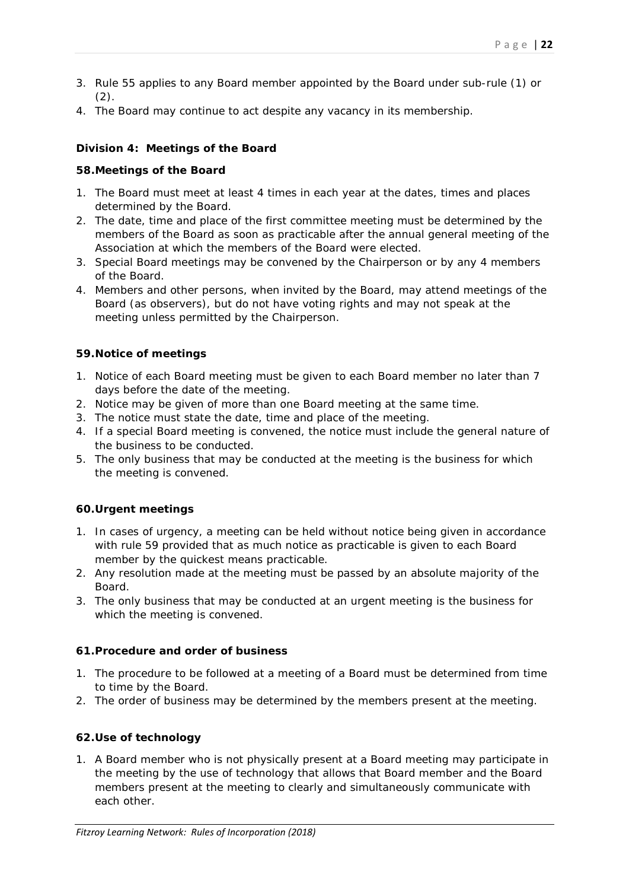3. Rule 55 applies to any Board member appointed by the Board under sub-rule (1) or (2).
4. The Board may continue to act despite any vacancy in its membership.

### Division 4: Meetings of the Board

#### 58. Meetings of the Board

1. The Board must meet at least 4 times in each year at the dates, times and places determined by the Board.
2. The date, time and place of the first committee meeting must be determined by the members of the Board as soon as practicable after the annual general meeting of the Association at which the members of the Board were elected.
3. Special Board meetings may be convened by the Chairperson or by any 4 members of the Board.
4. Members and other persons, when invited by the Board, may attend meetings of the Board (as observers), but do not have voting rights and may not speak at the meeting unless permitted by the Chairperson.

#### 59. Notice of meetings

1. Notice of each Board meeting must be given to each Board member no later than 7 days before the date of the meeting.
2. Notice may be given of more than one Board meeting at the same time.
3. The notice must state the date, time and place of the meeting.
4. If a special Board meeting is convened, the notice must include the general nature of the business to be conducted.
5. The only business that may be conducted at the meeting is the business for which the meeting is convened.

#### 60. Urgent meetings

1. In cases of urgency, a meeting can be held without notice being given in accordance with rule 59 provided that as much notice as practicable is given to each Board member by the quickest means practicable.
2. Any resolution made at the meeting must be passed by an absolute majority of the Board.
3. The only business that may be conducted at an urgent meeting is the business for which the meeting is convened.

#### 61. Procedure and order of business

1. The procedure to be followed at a meeting of a Board must be determined from time to time by the Board.
2. The order of business may be determined by the members present at the meeting.

#### 62. Use of technology

1. A Board member who is not physically present at a Board meeting may participate in the meeting by the use of technology that allows that Board member and the Board members present at the meeting to clearly and simultaneously communicate with each other.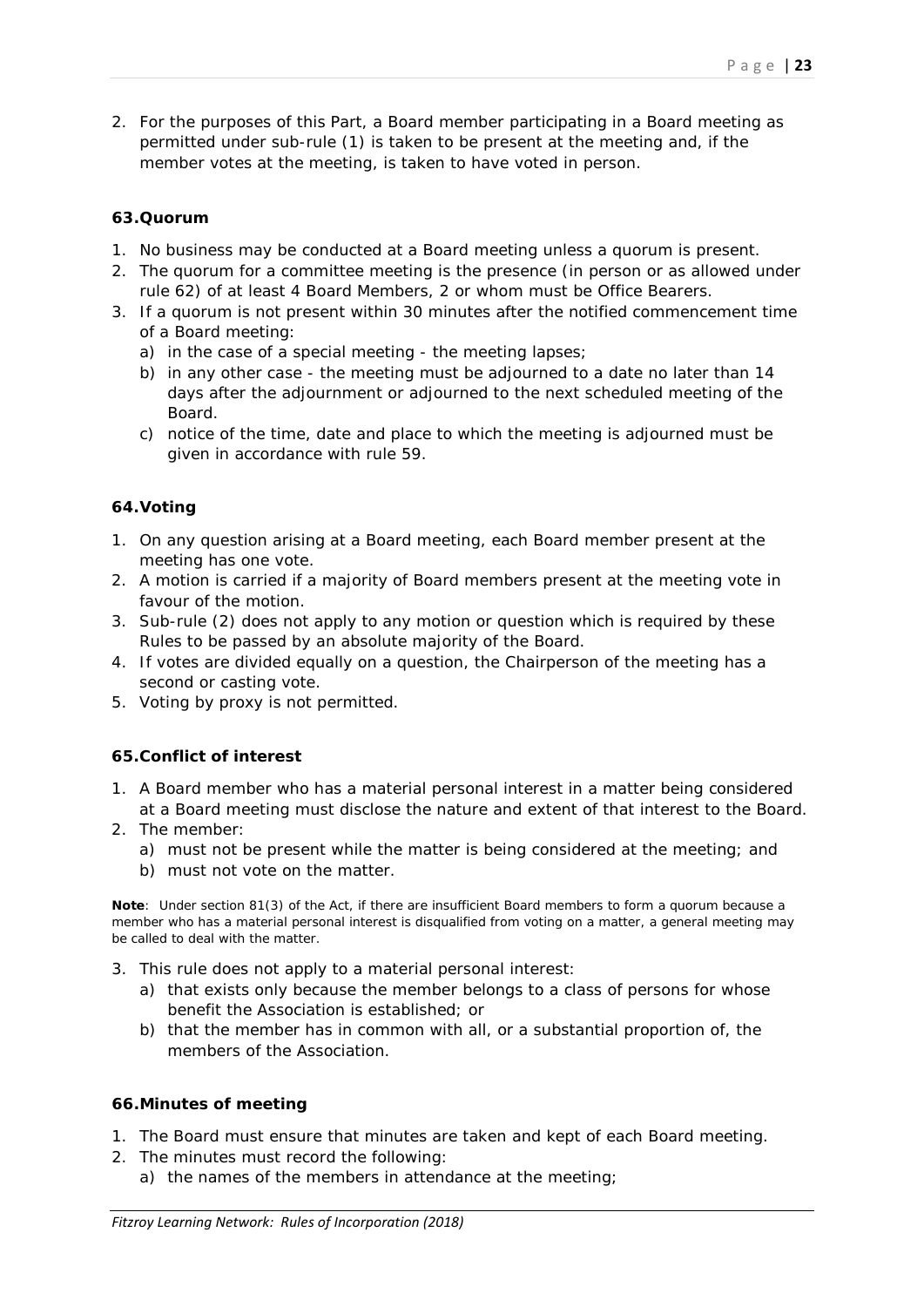2. For the purposes of this Part, a Board member participating in a Board meeting as permitted under sub-rule (1) is taken to be present at the meeting and, if the member votes at the meeting, is taken to have voted in person.

### 63. Quorum

1. No business may be conducted at a Board meeting unless a quorum is present.
2. The quorum for a committee meeting is the presence (in person or as allowed under rule 62) of at least 4 Board Members, 2 or whom must be Office Bearers.
3. If a quorum is not present within 30 minutes after the notified commencement time of a Board meeting:
   a) in the case of a special meeting - the meeting lapses;
   b) in any other case - the meeting must be adjourned to a date no later than 14 days after the adjournment or adjourned to the next scheduled meeting of the Board.
   c) notice of the time, date and place to which the meeting is adjourned must be given in accordance with rule 59.

### 64. Voting

1. On any question arising at a Board meeting, each Board member present at the meeting has one vote.
2. A motion is carried if a majority of Board members present at the meeting vote in favour of the motion.
3. Sub-rule (2) does not apply to any motion or question which is required by these Rules to be passed by an absolute majority of the Board.
4. If votes are divided equally on a question, the Chairperson of the meeting has a second or casting vote.
5. Voting by proxy is not permitted.

### 65. Conflict of interest

1. A Board member who has a material personal interest in a matter being considered at a Board meeting must disclose the nature and extent of that interest to the Board.
2. The member:
   a) must not be present while the matter is being considered at the meeting; and
   b) must not vote on the matter.

**Note**: Under section 81(3) of the Act, if there are insufficient Board members to form a quorum because a member who has a material personal interest is disqualified from voting on a matter, a general meeting may be called to deal with the matter.

3. This rule does not apply to a material personal interest:
   a) that exists only because the member belongs to a class of persons for whose benefit the Association is established; or
   b) that the member has in common with all, or a substantial proportion of, the members of the Association.

### 66. Minutes of meeting

1. The Board must ensure that minutes are taken and kept of each Board meeting.
2. The minutes must record the following:
   a) the names of the members in attendance at the meeting;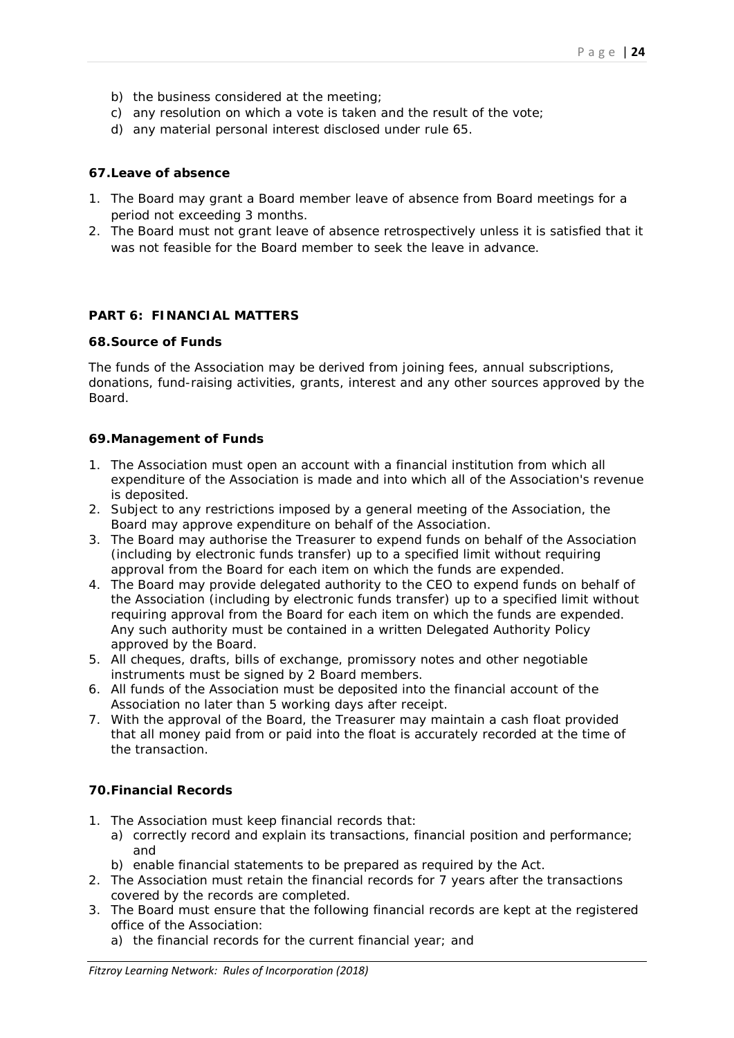b) the business considered at the meeting;
c) any resolution on which a vote is taken and the result of the vote;
d) any material personal interest disclosed under rule 65.

#### 67. Leave of absence

1. The Board may grant a Board member leave of absence from Board meetings for a period not exceeding 3 months.
2. The Board must not grant leave of absence retrospectively unless it is satisfied that it was not feasible for the Board member to seek the leave in advance.

### PART 6: FINANCIAL MATTERS

#### 68. Source of Funds

The funds of the Association may be derived from joining fees, annual subscriptions, donations, fund-raising activities, grants, interest and any other sources approved by the Board.

#### 69. Management of Funds

1. The Association must open an account with a financial institution from which all expenditure of the Association is made and into which all of the Association's revenue is deposited.
2. Subject to any restrictions imposed by a general meeting of the Association, the Board may approve expenditure on behalf of the Association.
3. The Board may authorise the Treasurer to expend funds on behalf of the Association (including by electronic funds transfer) up to a specified limit without requiring approval from the Board for each item on which the funds are expended.
4. The Board may provide delegated authority to the CEO to expend funds on behalf of the Association (including by electronic funds transfer) up to a specified limit without requiring approval from the Board for each item on which the funds are expended. Any such authority must be contained in a written Delegated Authority Policy approved by the Board.
5. All cheques, drafts, bills of exchange, promissory notes and other negotiable instruments must be signed by 2 Board members.
6. All funds of the Association must be deposited into the financial account of the Association no later than 5 working days after receipt.
7. With the approval of the Board, the Treasurer may maintain a cash float provided that all money paid from or paid into the float is accurately recorded at the time of the transaction.

#### 70. Financial Records

1. The Association must keep financial records that:
   a) correctly record and explain its transactions, financial position and performance; and
   b) enable financial statements to be prepared as required by the Act.
2. The Association must retain the financial records for 7 years after the transactions covered by the records are completed.
3. The Board must ensure that the following financial records are kept at the registered office of the Association:
   a) the financial records for the current financial year; and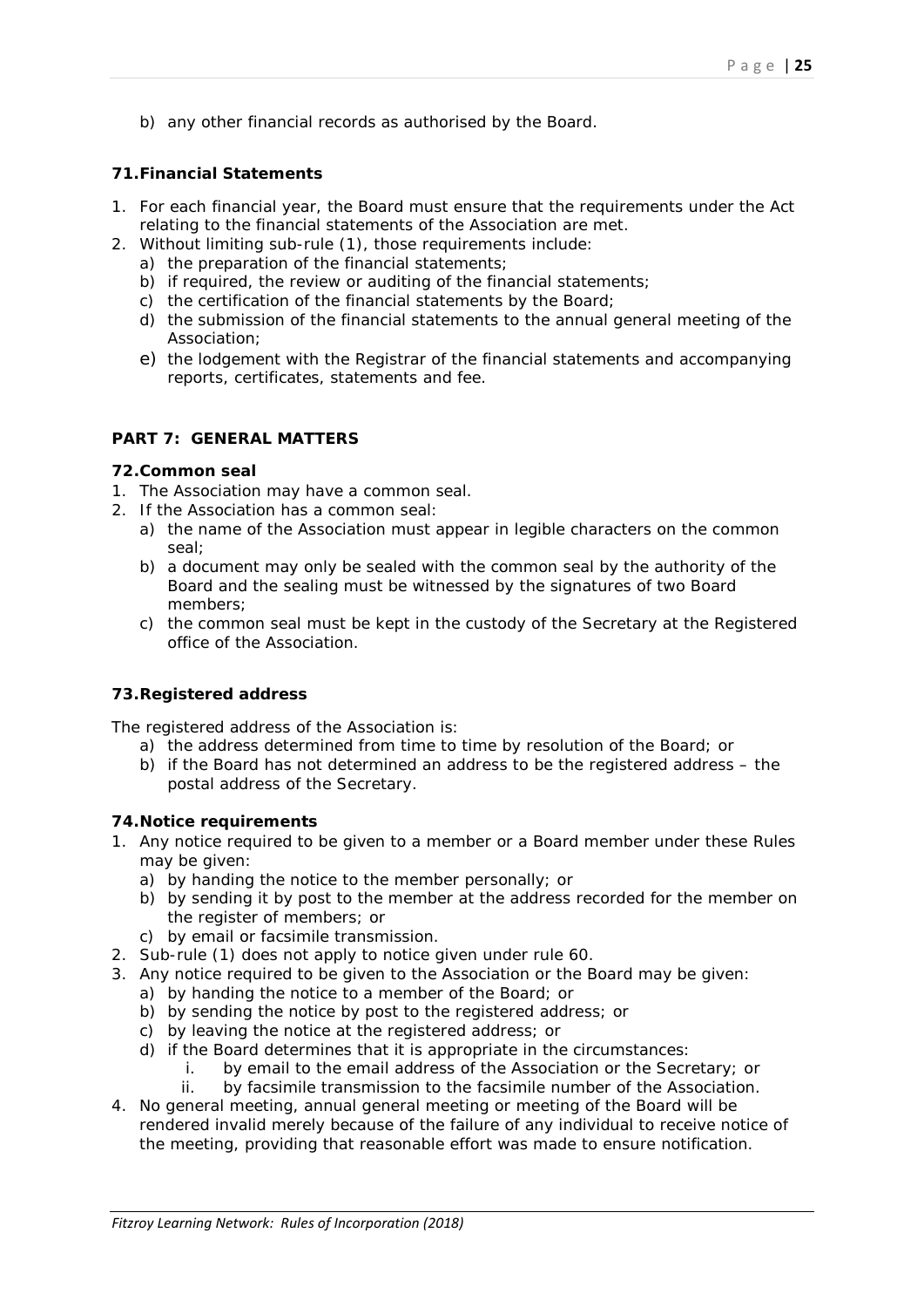b) any other financial records as authorised by the Board.

### 71. Financial Statements

1. For each financial year, the Board must ensure that the requirements under the Act relating to the financial statements of the Association are met.
2. Without limiting sub-rule (1), those requirements include:
   a) the preparation of the financial statements;
   b) if required, the review or auditing of the financial statements;
   c) the certification of the financial statements by the Board;
   d) the submission of the financial statements to the annual general meeting of the Association;
   e) the lodgement with the Registrar of the financial statements and accompanying reports, certificates, statements and fee.

## PART 7: GENERAL MATTERS

### 72. Common seal

1. The Association may have a common seal.
2. If the Association has a common seal:
   a) the name of the Association must appear in legible characters on the common seal;
   b) a document may only be sealed with the common seal by the authority of the Board and the sealing must be witnessed by the signatures of two Board members;
   c) the common seal must be kept in the custody of the Secretary at the Registered office of the Association.

### 73. Registered address

The registered address of the Association is:

a) the address determined from time to time by resolution of the Board; or
b) if the Board has not determined an address to be the registered address – the postal address of the Secretary.

### 74. Notice requirements

1. Any notice required to be given to a member or a Board member under these Rules may be given:
   a) by handing the notice to the member personally; or
   b) by sending it by post to the member at the address recorded for the member on the register of members; or
   c) by email or facsimile transmission.
2. Sub-rule (1) does not apply to notice given under rule 60.
3. Any notice required to be given to the Association or the Board may be given:
   a) by handing the notice to a member of the Board; or
   b) by sending the notice by post to the registered address; or
   c) by leaving the notice at the registered address; or
   d) if the Board determines that it is appropriate in the circumstances:
      i. by email to the email address of the Association or the Secretary; or
      ii. by facsimile transmission to the facsimile number of the Association.
4. No general meeting, annual general meeting or meeting of the Board will be rendered invalid merely because of the failure of any individual to receive notice of the meeting, providing that reasonable effort was made to ensure notification.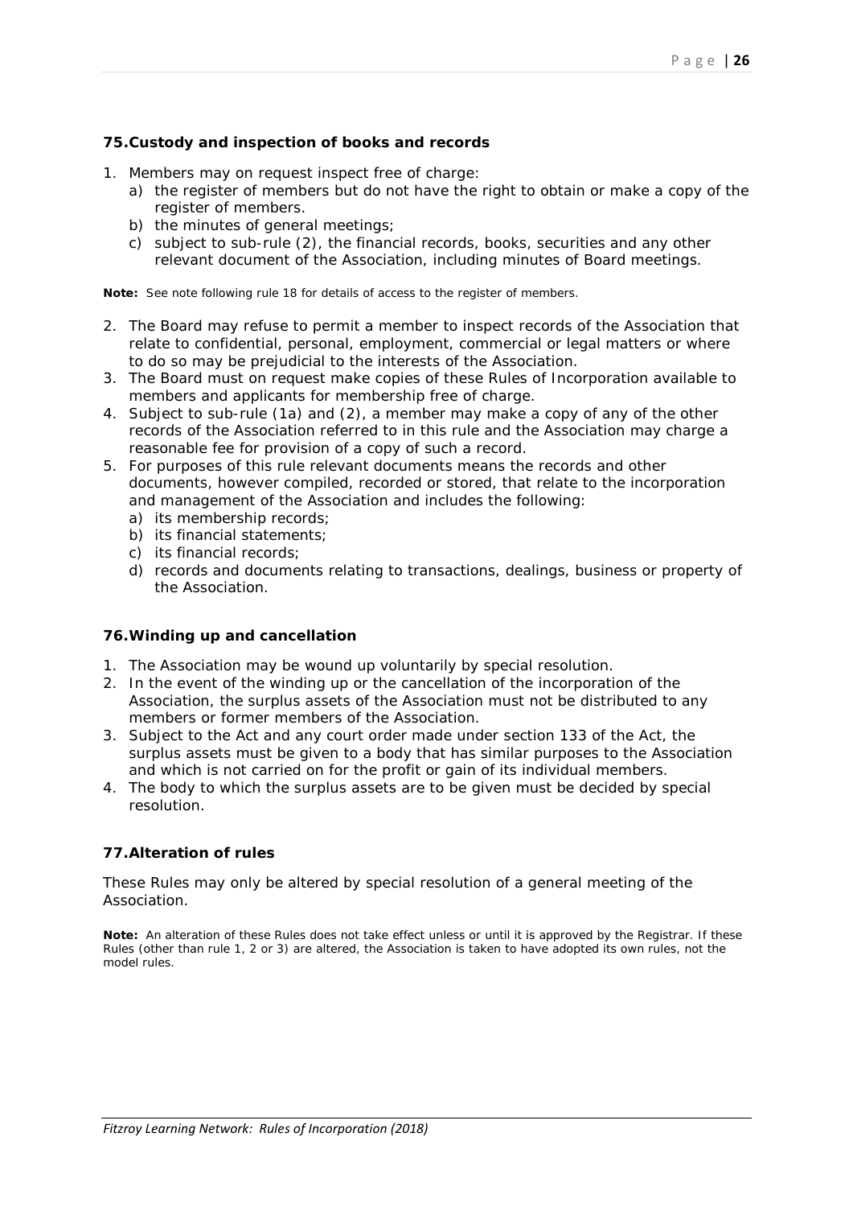## 75. Custody and inspection of books and records

1. Members may on request inspect free of charge:
   a) the register of members but do not have the right to obtain or make a copy of the register of members.
   b) the minutes of general meetings;
   c) subject to sub-rule (2), the financial records, books, securities and any other relevant document of the Association, including minutes of Board meetings.

**Note:** See note following rule 18 for details of access to the register of members.

2. The Board may refuse to permit a member to inspect records of the Association that relate to confidential, personal, employment, commercial or legal matters or where to do so may be prejudicial to the interests of the Association.
3. The Board must on request make copies of these Rules of Incorporation available to members and applicants for membership free of charge.
4. Subject to sub-rule (1a) and (2), a member may make a copy of any of the other records of the Association referred to in this rule and the Association may charge a reasonable fee for provision of a copy of such a record.
5. For purposes of this rule relevant documents means the records and other documents, however compiled, recorded or stored, that relate to the incorporation and management of the Association and includes the following:
   a) its membership records;
   b) its financial statements;
   c) its financial records;
   d) records and documents relating to transactions, dealings, business or property of the Association.

## 76. Winding up and cancellation

1. The Association may be wound up voluntarily by special resolution.
2. In the event of the winding up or the cancellation of the incorporation of the Association, the surplus assets of the Association must not be distributed to any members or former members of the Association.
3. Subject to the Act and any court order made under section 133 of the Act, the surplus assets must be given to a body that has similar purposes to the Association and which is not carried on for the profit or gain of its individual members.
4. The body to which the surplus assets are to be given must be decided by special resolution.

## 77. Alteration of rules

These Rules may only be altered by special resolution of a general meeting of the Association.

**Note:** An alteration of these Rules does not take effect unless or until it is approved by the Registrar. If these Rules (other than rule 1, 2 or 3) are altered, the Association is taken to have adopted its own rules, not the model rules.